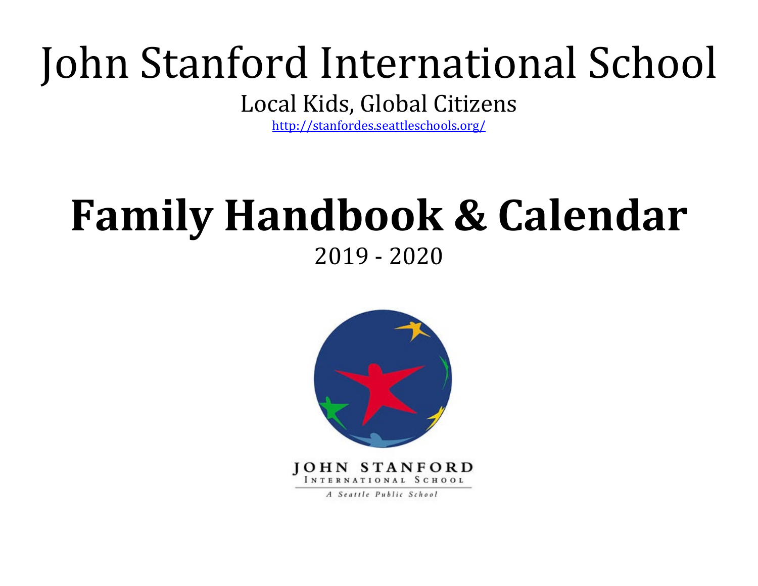# John Stanford International School

Local Kids, Global Citizens

http://stanfordes.seattleschools.org/

# Family Handbook & Calendar

2019 - 2020

JOHN STANFORD
INTERNATIONAL SCHOOL

*A Seattle Public School*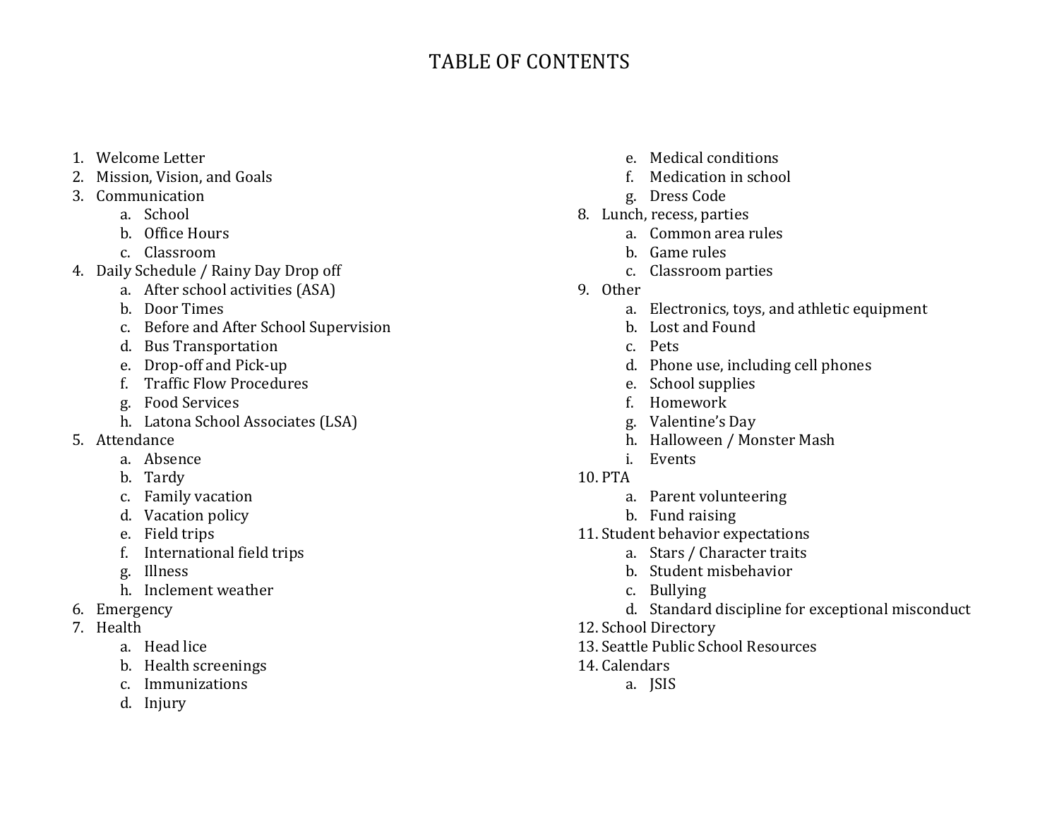# TABLE OF CONTENTS

1. Welcome Letter
2. Mission, Vision, and Goals
3. Communication
   a. School
   b. Office Hours
   c. Classroom
4. Daily Schedule / Rainy Day Drop off
   a. After school activities (ASA)
   b. Door Times
   c. Before and After School Supervision
   d. Bus Transportation
   e. Drop-off and Pick-up
   f. Traffic Flow Procedures
   g. Food Services
   h. Latona School Associates (LSA)
5. Attendance
   a. Absence
   b. Tardy
   c. Family vacation
   d. Vacation policy
   e. Field trips
   f. International field trips
   g. Illness
   h. Inclement weather
6. Emergency
7. Health
   a. Head lice
   b. Health screenings
   c. Immunizations
   d. Injury
   e. Medical conditions
   f. Medication in school
   g. Dress Code
8. Lunch, recess, parties
   a. Common area rules
   b. Game rules
   c. Classroom parties
9. Other
   a. Electronics, toys, and athletic equipment
   b. Lost and Found
   c. Pets
   d. Phone use, including cell phones
   e. School supplies
   f. Homework
   g. Valentine's Day
   h. Halloween / Monster Mash
   i. Events
10. PTA
    a. Parent volunteering
    b. Fund raising
11. Student behavior expectations
    a. Stars / Character traits
    b. Student misbehavior
    c. Bullying
    d. Standard discipline for exceptional misconduct
12. School Directory
13. Seattle Public School Resources
14. Calendars
    a. JSIS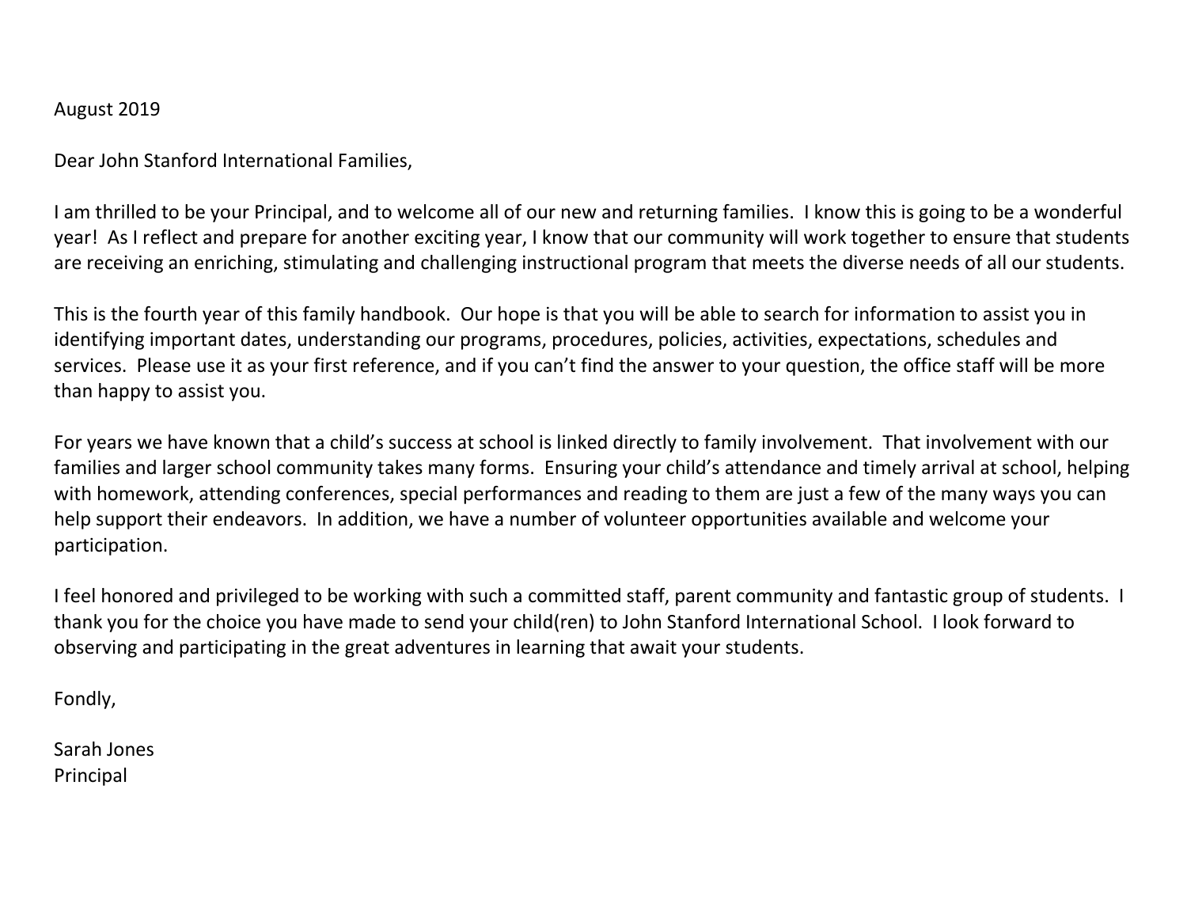August 2019

Dear John Stanford International Families,

I am thrilled to be your Principal, and to welcome all of our new and returning families. I know this is going to be a wonderful year! As I reflect and prepare for another exciting year, I know that our community will work together to ensure that students are receiving an enriching, stimulating and challenging instructional program that meets the diverse needs of all our students.

This is the fourth year of this family handbook. Our hope is that you will be able to search for information to assist you in identifying important dates, understanding our programs, procedures, policies, activities, expectations, schedules and services. Please use it as your first reference, and if you can't find the answer to your question, the office staff will be more than happy to assist you.

For years we have known that a child's success at school is linked directly to family involvement. That involvement with our families and larger school community takes many forms. Ensuring your child's attendance and timely arrival at school, helping with homework, attending conferences, special performances and reading to them are just a few of the many ways you can help support their endeavors. In addition, we have a number of volunteer opportunities available and welcome your participation.

I feel honored and privileged to be working with such a committed staff, parent community and fantastic group of students. I thank you for the choice you have made to send your child(ren) to John Stanford International School. I look forward to observing and participating in the great adventures in learning that await your students.

Fondly,

Sarah Jones
Principal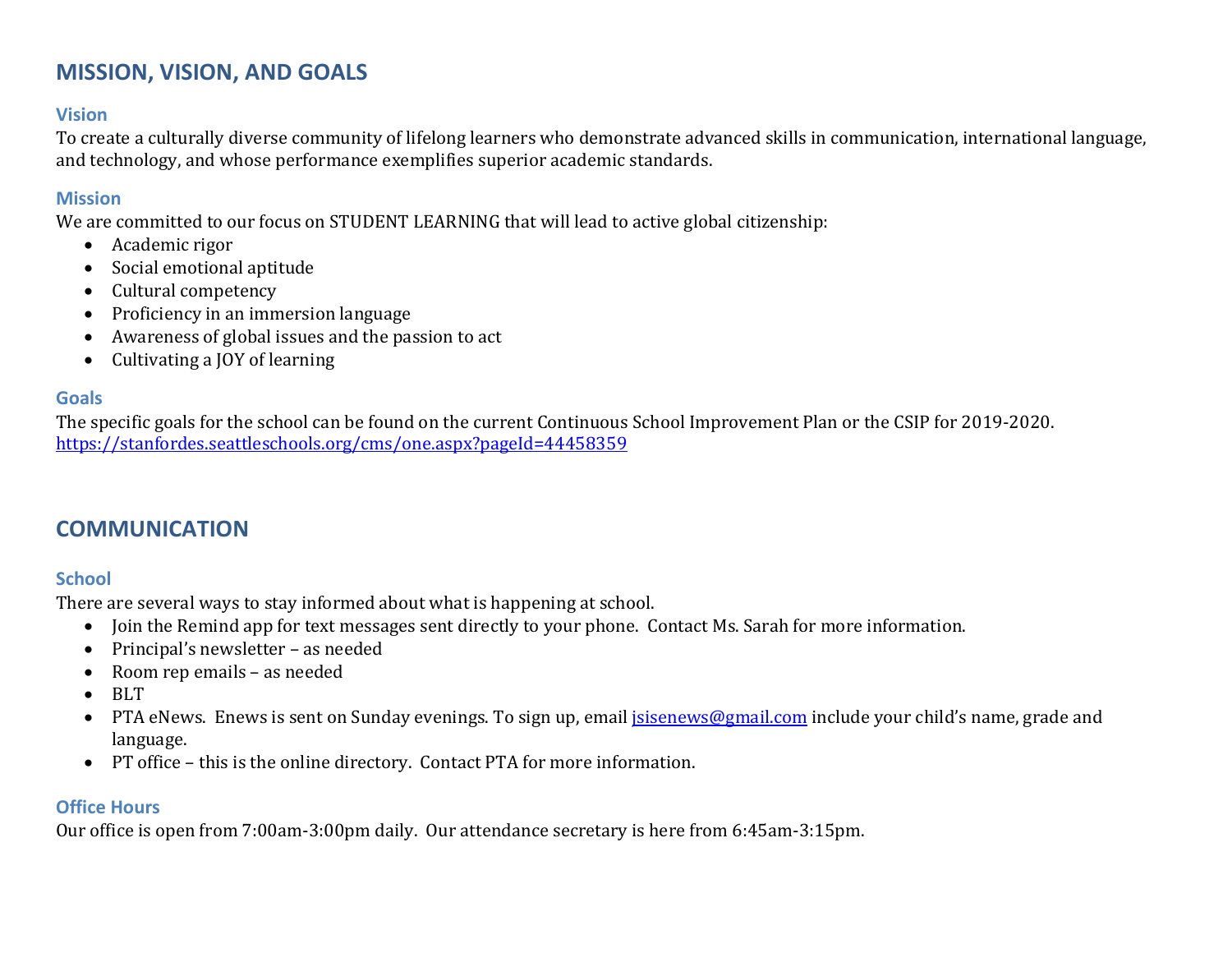## MISSION, VISION, AND GOALS

### Vision

To create a culturally diverse community of lifelong learners who demonstrate advanced skills in communication, international language, and technology, and whose performance exemplifies superior academic standards.

### Mission

We are committed to our focus on STUDENT LEARNING that will lead to active global citizenship:

- Academic rigor
- Social emotional aptitude
- Cultural competency
- Proficiency in an immersion language
- Awareness of global issues and the passion to act
- Cultivating a JOY of learning

### Goals

The specific goals for the school can be found on the current Continuous School Improvement Plan or the CSIP for 2019-2020.
[https://stanfordes.seattleschools.org/cms/one.aspx?pageId=44458359](https://stanfordes.seattleschools.org/cms/one.aspx?pageId=44458359)

## COMMUNICATION

### School

There are several ways to stay informed about what is happening at school.

- Join the Remind app for text messages sent directly to your phone. Contact Ms. Sarah for more information.
- Principal's newsletter – as needed
- Room rep emails – as needed
- BLT
- PTA eNews. Enews is sent on Sunday evenings. To sign up, email [jsisenews@gmail.com](mailto:jsisenews@gmail.com) include your child's name, grade and language.
- PT office – this is the online directory. Contact PTA for more information.

### Office Hours

Our office is open from 7:00am-3:00pm daily. Our attendance secretary is here from 6:45am-3:15pm.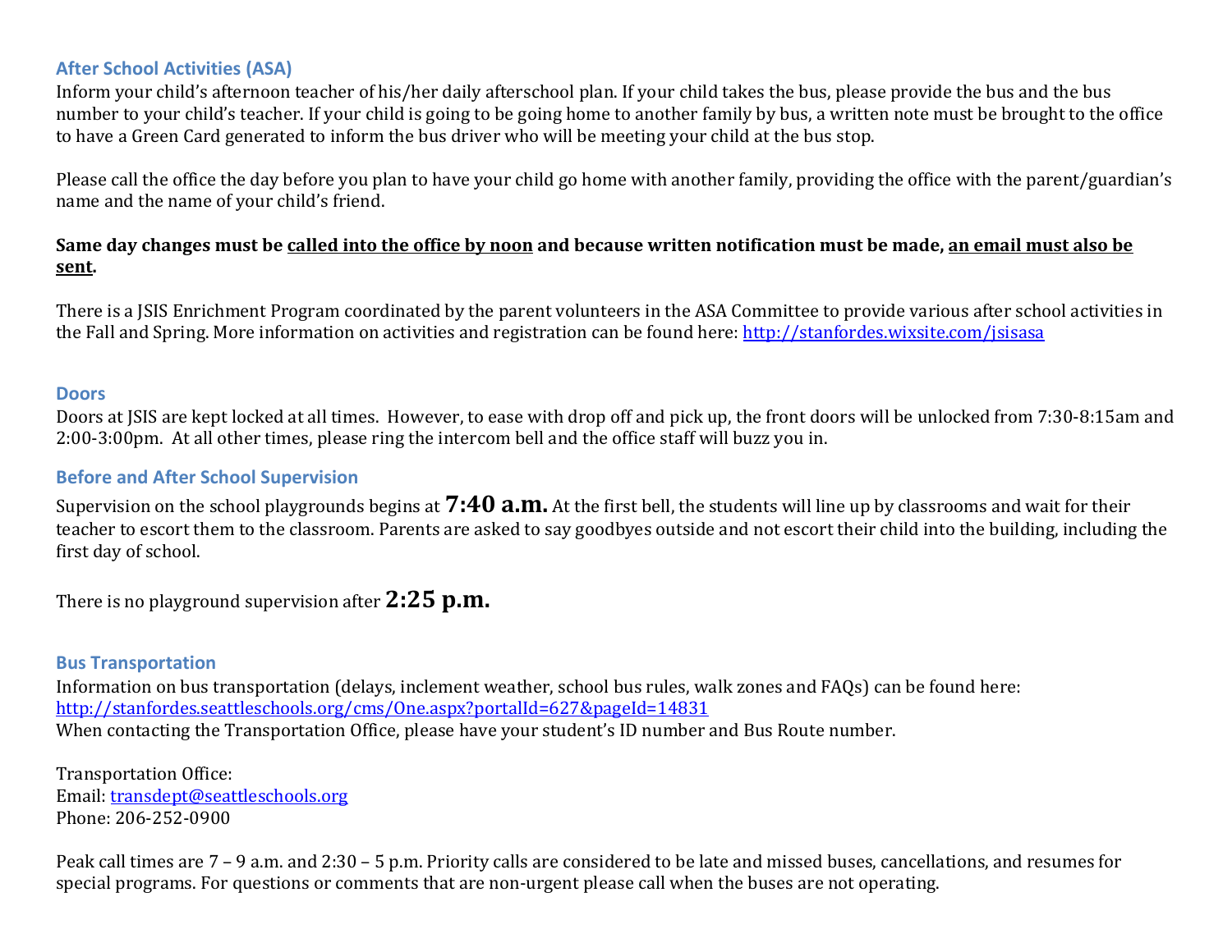### After School Activities (ASA)

Inform your child's afternoon teacher of his/her daily afterschool plan. If your child takes the bus, please provide the bus and the bus number to your child's teacher. If your child is going to be going home to another family by bus, a written note must be brought to the office to have a Green Card generated to inform the bus driver who will be meeting your child at the bus stop.

Please call the office the day before you plan to have your child go home with another family, providing the office with the parent/guardian's name and the name of your child's friend.

**Same day changes must be called into the office by noon and because written notification must be made, an email must also be sent.**

There is a JSIS Enrichment Program coordinated by the parent volunteers in the ASA Committee to provide various after school activities in the Fall and Spring. More information on activities and registration can be found here: http://stanfordes.wixsite.com/jsisasa

### Doors

Doors at JSIS are kept locked at all times. However, to ease with drop off and pick up, the front doors will be unlocked from 7:30-8:15am and 2:00-3:00pm. At all other times, please ring the intercom bell and the office staff will buzz you in.

### Before and After School Supervision

Supervision on the school playgrounds begins at **7:40 a.m.** At the first bell, the students will line up by classrooms and wait for their teacher to escort them to the classroom. Parents are asked to say goodbyes outside and not escort their child into the building, including the first day of school.

There is no playground supervision after **2:25 p.m.**

### Bus Transportation

Information on bus transportation (delays, inclement weather, school bus rules, walk zones and FAQs) can be found here:
http://stanfordes.seattleschools.org/cms/One.aspx?portalId=627&pageId=14831
When contacting the Transportation Office, please have your student's ID number and Bus Route number.

Transportation Office:
Email: transdept@seattleschools.org
Phone: 206-252-0900

Peak call times are 7 – 9 a.m. and 2:30 – 5 p.m. Priority calls are considered to be late and missed buses, cancellations, and resumes for special programs. For questions or comments that are non-urgent please call when the buses are not operating.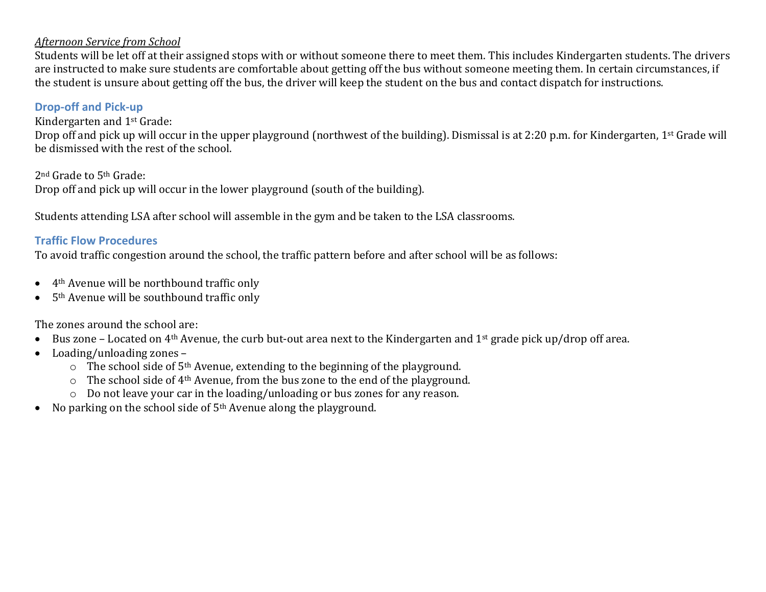*Afternoon Service from School*

Students will be let off at their assigned stops with or without someone there to meet them. This includes Kindergarten students. The drivers are instructed to make sure students are comfortable about getting off the bus without someone meeting them. In certain circumstances, if the student is unsure about getting off the bus, the driver will keep the student on the bus and contact dispatch for instructions.

### Drop-off and Pick-up

Kindergarten and 1st Grade:
Drop off and pick up will occur in the upper playground (northwest of the building). Dismissal is at 2:20 p.m. for Kindergarten, 1st Grade will be dismissed with the rest of the school.

2nd Grade to 5th Grade:
Drop off and pick up will occur in the lower playground (south of the building).

Students attending LSA after school will assemble in the gym and be taken to the LSA classrooms.

### Traffic Flow Procedures

To avoid traffic congestion around the school, the traffic pattern before and after school will be as follows:

- 4th Avenue will be northbound traffic only
- 5th Avenue will be southbound traffic only

The zones around the school are:

- Bus zone – Located on 4th Avenue, the curb but-out area next to the Kindergarten and 1st grade pick up/drop off area.
- Loading/unloading zones –
  - The school side of 5th Avenue, extending to the beginning of the playground.
  - The school side of 4th Avenue, from the bus zone to the end of the playground.
  - Do not leave your car in the loading/unloading or bus zones for any reason.
- No parking on the school side of 5th Avenue along the playground.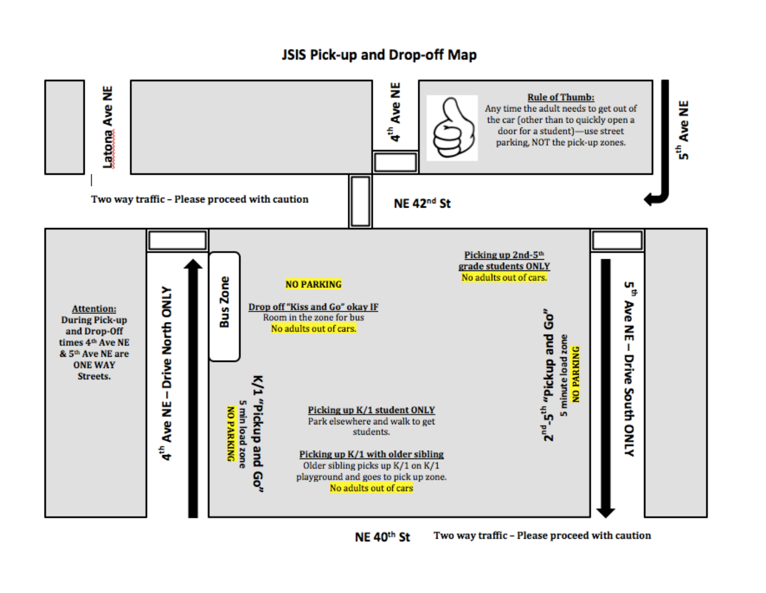# JSIS Pick-up and Drop-off Map

Latona Ave NE

4th Ave NE

**Rule of Thumb:**
Any time the adult needs to get out of the car (other than to quickly open a door for a student)—use street parking, NOT the pick-up zones.

5th Ave NE

Two way traffic – Please proceed with caution

NE 42nd St

**Attention:**
During Pick-up and Drop-Off times 4th Ave NE & 5th Ave NE are ONE WAY Streets.

4th Ave NE – Drive North ONLY

Bus Zone

NO PARKING

**Drop off "Kiss and Go" okay IF**
Room in the zone for bus
No adults out of cars.

**Picking up 2nd-5th grade students ONLY**
No adults out of cars.

K/1 "Pickup and Go"
5 min load zone
NO PARKING

**Picking up K/1 student ONLY**
Park elsewhere and walk to get students.

**Picking up K/1 with older sibling**
Older sibling picks up K/1 on K/1 playground and goes to pick up zone.
No adults out of cars

2nd-5th "Pickup and Go"
5 minute load zone
NO PARKING

5th Ave NE – Drive South ONLY

NE 40th St

Two way traffic – Please proceed with caution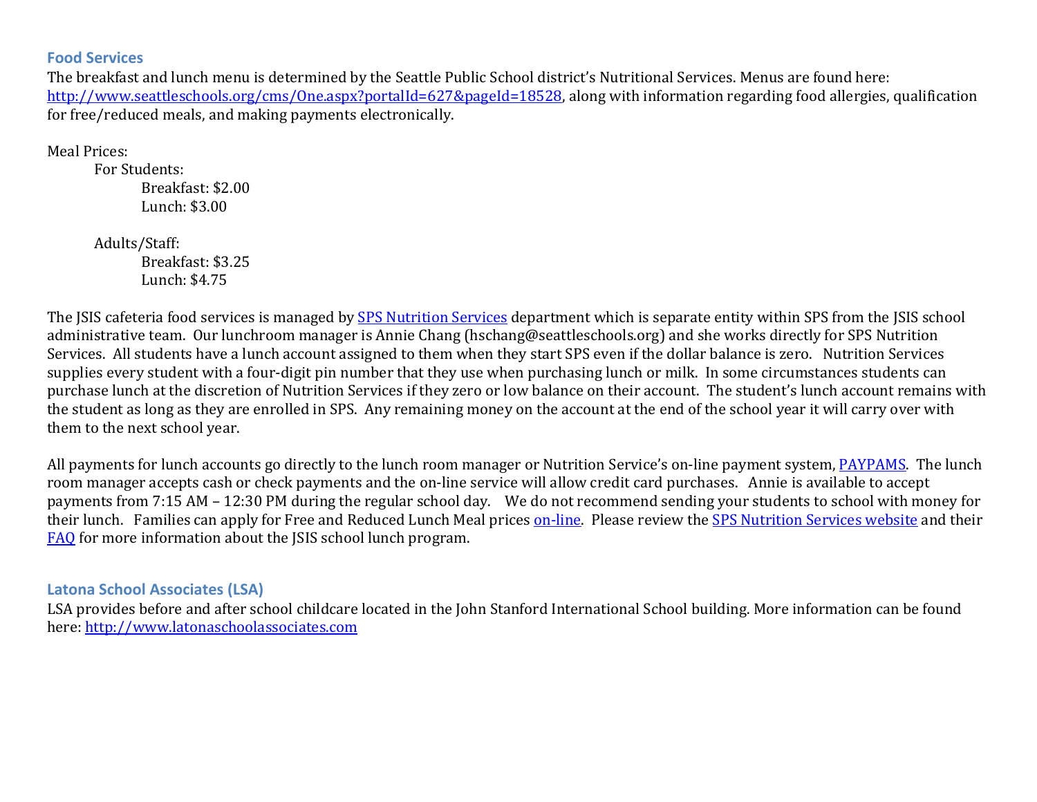## Food Services

The breakfast and lunch menu is determined by the Seattle Public School district's Nutritional Services. Menus are found here: http://www.seattleschools.org/cms/One.aspx?portalId=627&pageId=18528, along with information regarding food allergies, qualification for free/reduced meals, and making payments electronically.

Meal Prices:

- For Students:
  - Breakfast: $2.00
  - Lunch: $3.00
- Adults/Staff:
  - Breakfast: $3.25
  - Lunch: $4.75

The JSIS cafeteria food services is managed by SPS Nutrition Services department which is separate entity within SPS from the JSIS school administrative team. Our lunchroom manager is Annie Chang (hschang@seattleschools.org) and she works directly for SPS Nutrition Services. All students have a lunch account assigned to them when they start SPS even if the dollar balance is zero. Nutrition Services supplies every student with a four-digit pin number that they use when purchasing lunch or milk. In some circumstances students can purchase lunch at the discretion of Nutrition Services if they zero or low balance on their account. The student's lunch account remains with the student as long as they are enrolled in SPS. Any remaining money on the account at the end of the school year it will carry over with them to the next school year.

All payments for lunch accounts go directly to the lunch room manager or Nutrition Service's on-line payment system, PAYPAMS. The lunch room manager accepts cash or check payments and the on-line service will allow credit card purchases. Annie is available to accept payments from 7:15 AM – 12:30 PM during the regular school day. We do not recommend sending your students to school with money for their lunch. Families can apply for Free and Reduced Lunch Meal prices on-line. Please review the SPS Nutrition Services website and their FAQ for more information about the JSIS school lunch program.

## Latona School Associates (LSA)

LSA provides before and after school childcare located in the John Stanford International School building. More information can be found here: http://www.latonaschoolassociates.com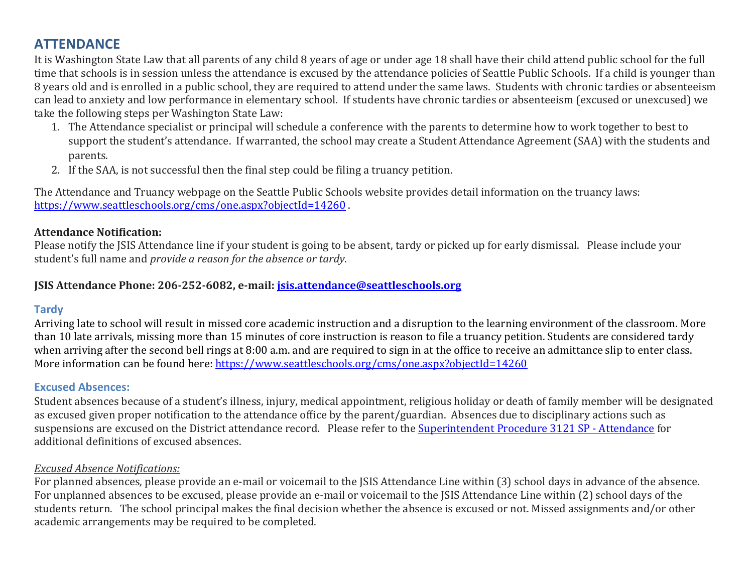## ATTENDANCE

It is Washington State Law that all parents of any child 8 years of age or under age 18 shall have their child attend public school for the full time that schools is in session unless the attendance is excused by the attendance policies of Seattle Public Schools. If a child is younger than 8 years old and is enrolled in a public school, they are required to attend under the same laws. Students with chronic tardies or absenteeism can lead to anxiety and low performance in elementary school. If students have chronic tardies or absenteeism (excused or unexcused) we take the following steps per Washington State Law:

1. The Attendance specialist or principal will schedule a conference with the parents to determine how to work together to best to support the student's attendance. If warranted, the school may create a Student Attendance Agreement (SAA) with the students and parents.
2. If the SAA, is not successful then the final step could be filing a truancy petition.

The Attendance and Truancy webpage on the Seattle Public Schools website provides detail information on the truancy laws: [https://www.seattleschools.org/cms/one.aspx?objectId=14260](https://www.seattleschools.org/cms/one.aspx?objectId=14260) .

**Attendance Notification:**
Please notify the JSIS Attendance line if your student is going to be absent, tardy or picked up for early dismissal. Please include your student's full name and *provide a reason for the absence or tardy*.

**JSIS Attendance Phone: 206-252-6082, e-mail: [jsis.attendance@seattleschools.org](mailto:jsis.attendance@seattleschools.org)**

### Tardy

Arriving late to school will result in missed core academic instruction and a disruption to the learning environment of the classroom. More than 10 late arrivals, missing more than 15 minutes of core instruction is reason to file a truancy petition. Students are considered tardy when arriving after the second bell rings at 8:00 a.m. and are required to sign in at the office to receive an admittance slip to enter class. More information can be found here: [https://www.seattleschools.org/cms/one.aspx?objectId=14260](https://www.seattleschools.org/cms/one.aspx?objectId=14260)

### Excused Absences:

Student absences because of a student's illness, injury, medical appointment, religious holiday or death of family member will be designated as excused given proper notification to the attendance office by the parent/guardian. Absences due to disciplinary actions such as suspensions are excused on the District attendance record. Please refer to the Superintendent Procedure 3121 SP - Attendance for additional definitions of excused absences.

*Excused Absence Notifications:*
For planned absences, please provide an e-mail or voicemail to the JSIS Attendance Line within (3) school days in advance of the absence. For unplanned absences to be excused, please provide an e-mail or voicemail to the JSIS Attendance Line within (2) school days of the students return. The school principal makes the final decision whether the absence is excused or not. Missed assignments and/or other academic arrangements may be required to be completed.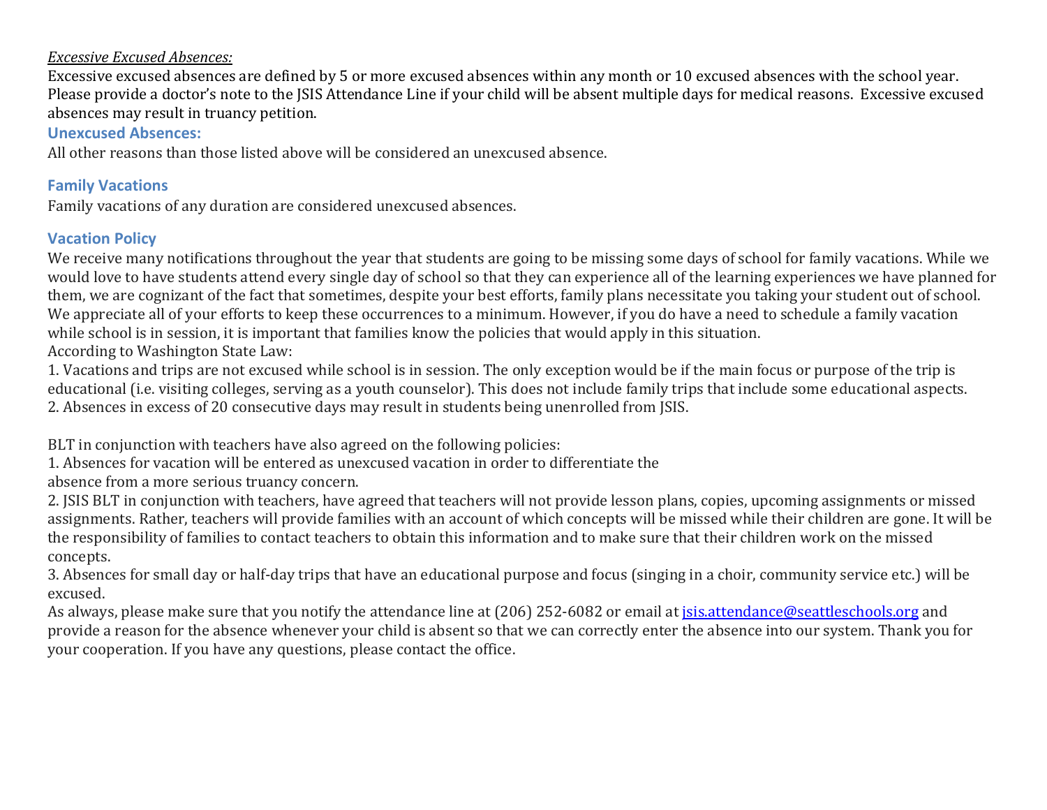*Excessive Excused Absences:*

Excessive excused absences are defined by 5 or more excused absences within any month or 10 excused absences with the school year. Please provide a doctor's note to the JSIS Attendance Line if your child will be absent multiple days for medical reasons. Excessive excused absences may result in truancy petition.

### Unexcused Absences:

All other reasons than those listed above will be considered an unexcused absence.

### Family Vacations

Family vacations of any duration are considered unexcused absences.

### Vacation Policy

We receive many notifications throughout the year that students are going to be missing some days of school for family vacations. While we would love to have students attend every single day of school so that they can experience all of the learning experiences we have planned for them, we are cognizant of the fact that sometimes, despite your best efforts, family plans necessitate you taking your student out of school. We appreciate all of your efforts to keep these occurrences to a minimum. However, if you do have a need to schedule a family vacation while school is in session, it is important that families know the policies that would apply in this situation.

According to Washington State Law:

1. Vacations and trips are not excused while school is in session. The only exception would be if the main focus or purpose of the trip is educational (i.e. visiting colleges, serving as a youth counselor). This does not include family trips that include some educational aspects.
2. Absences in excess of 20 consecutive days may result in students being unenrolled from JSIS.

BLT in conjunction with teachers have also agreed on the following policies:

1. Absences for vacation will be entered as unexcused vacation in order to differentiate the absence from a more serious truancy concern.
2. JSIS BLT in conjunction with teachers, have agreed that teachers will not provide lesson plans, copies, upcoming assignments or missed assignments. Rather, teachers will provide families with an account of which concepts will be missed while their children are gone. It will be the responsibility of families to contact teachers to obtain this information and to make sure that their children work on the missed concepts.
3. Absences for small day or half-day trips that have an educational purpose and focus (singing in a choir, community service etc.) will be excused.

As always, please make sure that you notify the attendance line at (206) 252-6082 or email at [jsis.attendance@seattleschools.org](mailto:jsis.attendance@seattleschools.org) and provide a reason for the absence whenever your child is absent so that we can correctly enter the absence into our system. Thank you for your cooperation. If you have any questions, please contact the office.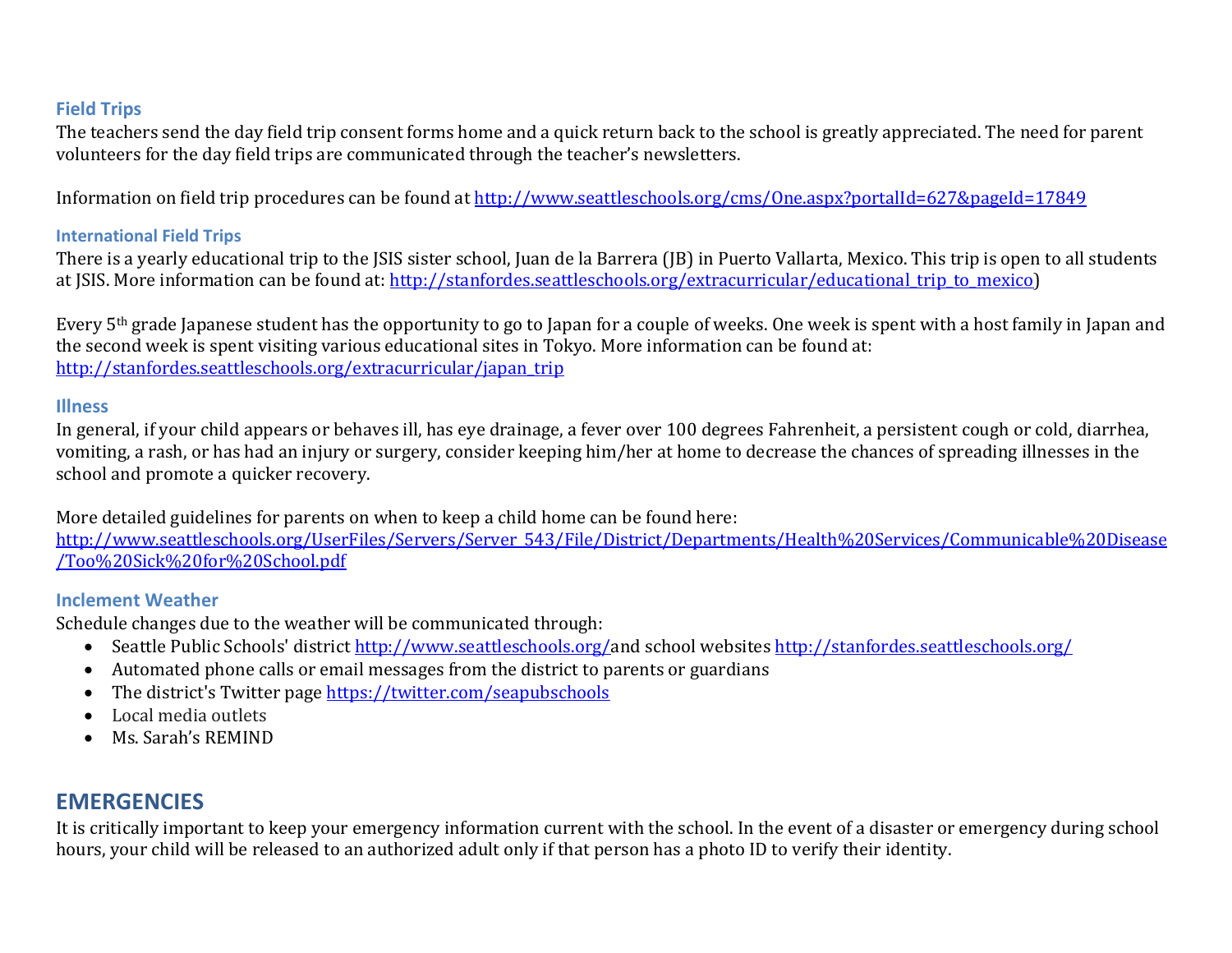### Field Trips

The teachers send the day field trip consent forms home and a quick return back to the school is greatly appreciated. The need for parent volunteers for the day field trips are communicated through the teacher's newsletters.

Information on field trip procedures can be found at http://www.seattleschools.org/cms/One.aspx?portalId=627&pageId=17849

### International Field Trips

There is a yearly educational trip to the JSIS sister school, Juan de la Barrera (JB) in Puerto Vallarta, Mexico. This trip is open to all students at JSIS. More information can be found at: http://stanfordes.seattleschools.org/extracurricular/educational_trip_to_mexico)

Every 5th grade Japanese student has the opportunity to go to Japan for a couple of weeks. One week is spent with a host family in Japan and the second week is spent visiting various educational sites in Tokyo. More information can be found at: http://stanfordes.seattleschools.org/extracurricular/japan_trip

### Illness

In general, if your child appears or behaves ill, has eye drainage, a fever over 100 degrees Fahrenheit, a persistent cough or cold, diarrhea, vomiting, a rash, or has had an injury or surgery, consider keeping him/her at home to decrease the chances of spreading illnesses in the school and promote a quicker recovery.

More detailed guidelines for parents on when to keep a child home can be found here: http://www.seattleschools.org/UserFiles/Servers/Server_543/File/District/Departments/Health%20Services/Communicable%20Disease/Too%20Sick%20for%20School.pdf

### Inclement Weather

Schedule changes due to the weather will be communicated through:

- Seattle Public Schools' district http://www.seattleschools.org/and school websites http://stanfordes.seattleschools.org/
- Automated phone calls or email messages from the district to parents or guardians
- The district's Twitter page https://twitter.com/seapubschools
- Local media outlets
- Ms. Sarah's REMIND

## EMERGENCIES

It is critically important to keep your emergency information current with the school. In the event of a disaster or emergency during school hours, your child will be released to an authorized adult only if that person has a photo ID to verify their identity.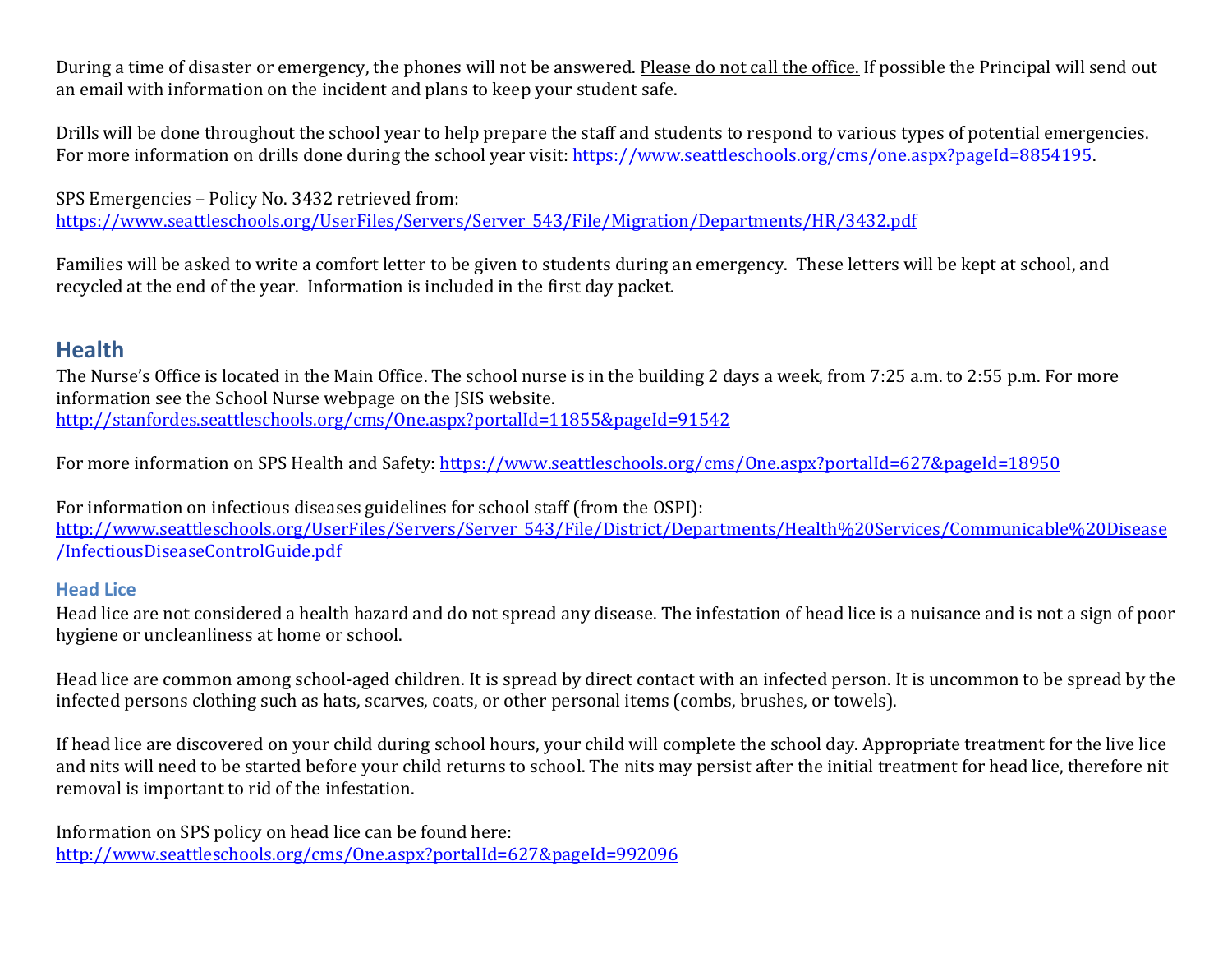During a time of disaster or emergency, the phones will not be answered. Please do not call the office. If possible the Principal will send out an email with information on the incident and plans to keep your student safe.

Drills will be done throughout the school year to help prepare the staff and students to respond to various types of potential emergencies. For more information on drills done during the school year visit: https://www.seattleschools.org/cms/one.aspx?pageId=8854195.

SPS Emergencies – Policy No. 3432 retrieved from:
https://www.seattleschools.org/UserFiles/Servers/Server_543/File/Migration/Departments/HR/3432.pdf

Families will be asked to write a comfort letter to be given to students during an emergency. These letters will be kept at school, and recycled at the end of the year. Information is included in the first day packet.

## Health

The Nurse's Office is located in the Main Office. The school nurse is in the building 2 days a week, from 7:25 a.m. to 2:55 p.m. For more information see the School Nurse webpage on the JSIS website.
http://stanfordes.seattleschools.org/cms/One.aspx?portalId=11855&pageId=91542

For more information on SPS Health and Safety: https://www.seattleschools.org/cms/One.aspx?portalId=627&pageId=18950

For information on infectious diseases guidelines for school staff (from the OSPI):
http://www.seattleschools.org/UserFiles/Servers/Server_543/File/District/Departments/Health%20Services/Communicable%20Disease/InfectiousDiseaseControlGuide.pdf

### Head Lice

Head lice are not considered a health hazard and do not spread any disease. The infestation of head lice is a nuisance and is not a sign of poor hygiene or uncleanliness at home or school.

Head lice are common among school-aged children. It is spread by direct contact with an infected person. It is uncommon to be spread by the infected persons clothing such as hats, scarves, coats, or other personal items (combs, brushes, or towels).

If head lice are discovered on your child during school hours, your child will complete the school day. Appropriate treatment for the live lice and nits will need to be started before your child returns to school. The nits may persist after the initial treatment for head lice, therefore nit removal is important to rid of the infestation.

Information on SPS policy on head lice can be found here:
http://www.seattleschools.org/cms/One.aspx?portalId=627&pageId=992096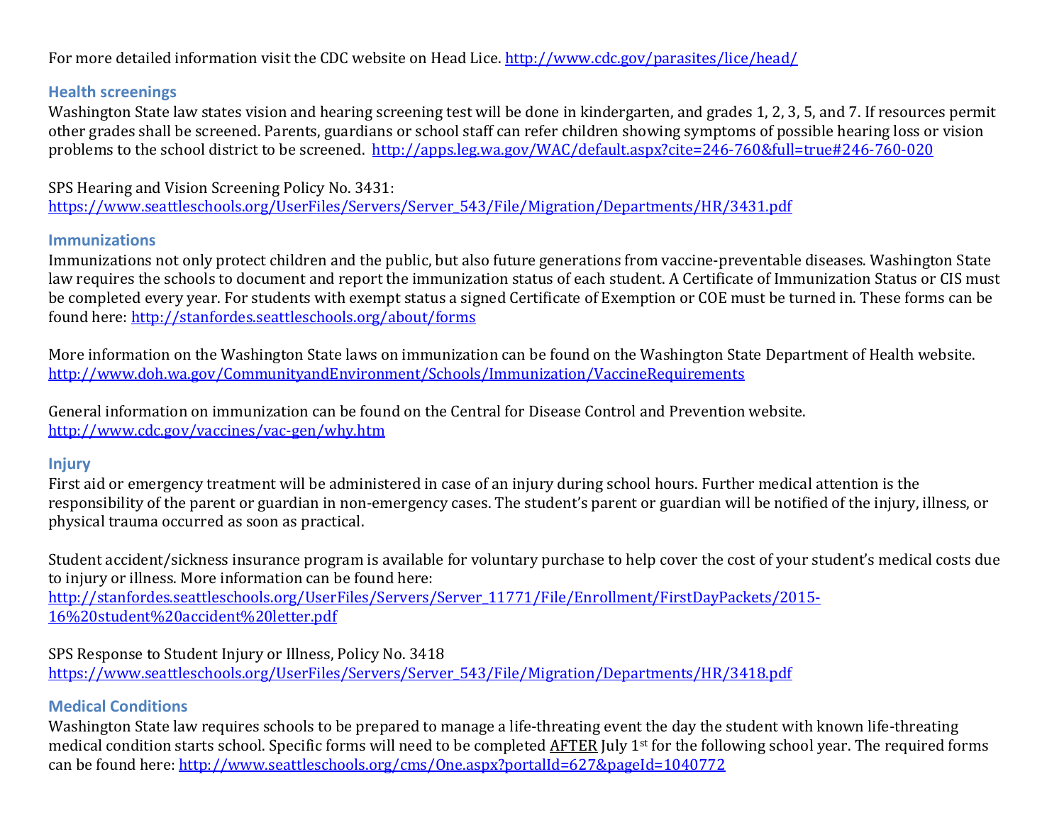For more detailed information visit the CDC website on Head Lice. http://www.cdc.gov/parasites/lice/head/

### Health screenings

Washington State law states vision and hearing screening test will be done in kindergarten, and grades 1, 2, 3, 5, and 7. If resources permit other grades shall be screened. Parents, guardians or school staff can refer children showing symptoms of possible hearing loss or vision problems to the school district to be screened. http://apps.leg.wa.gov/WAC/default.aspx?cite=246-760&full=true#246-760-020

SPS Hearing and Vision Screening Policy No. 3431:
https://www.seattleschools.org/UserFiles/Servers/Server_543/File/Migration/Departments/HR/3431.pdf

### Immunizations

Immunizations not only protect children and the public, but also future generations from vaccine-preventable diseases. Washington State law requires the schools to document and report the immunization status of each student. A Certificate of Immunization Status or CIS must be completed every year. For students with exempt status a signed Certificate of Exemption or COE must be turned in. These forms can be found here: http://stanfordes.seattleschools.org/about/forms

More information on the Washington State laws on immunization can be found on the Washington State Department of Health website.
http://www.doh.wa.gov/CommunityandEnvironment/Schools/Immunization/VaccineRequirements

General information on immunization can be found on the Central for Disease Control and Prevention website.
http://www.cdc.gov/vaccines/vac-gen/why.htm

### Injury

First aid or emergency treatment will be administered in case of an injury during school hours. Further medical attention is the responsibility of the parent or guardian in non-emergency cases. The student's parent or guardian will be notified of the injury, illness, or physical trauma occurred as soon as practical.

Student accident/sickness insurance program is available for voluntary purchase to help cover the cost of your student's medical costs due to injury or illness. More information can be found here:
http://stanfordes.seattleschools.org/UserFiles/Servers/Server_11771/File/Enrollment/FirstDayPackets/2015-16%20student%20accident%20letter.pdf

SPS Response to Student Injury or Illness, Policy No. 3418
https://www.seattleschools.org/UserFiles/Servers/Server_543/File/Migration/Departments/HR/3418.pdf

### Medical Conditions

Washington State law requires schools to be prepared to manage a life-threating event the day the student with known life-threating medical condition starts school. Specific forms will need to be completed AFTER July 1st for the following school year. The required forms can be found here: http://www.seattleschools.org/cms/One.aspx?portalId=627&pageId=1040772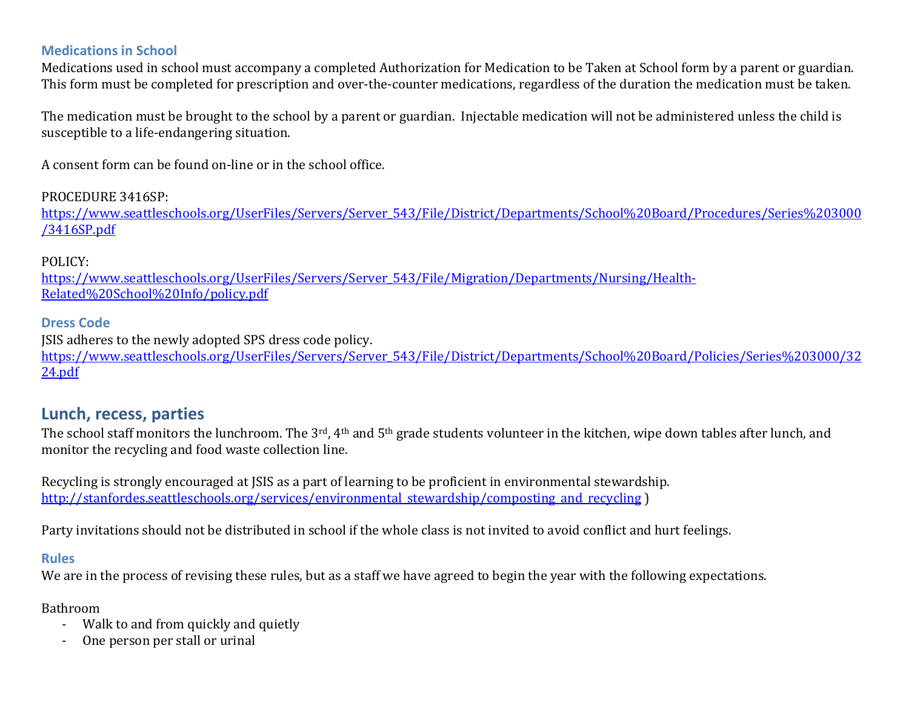### Medications in School

Medications used in school must accompany a completed Authorization for Medication to be Taken at School form by a parent or guardian. This form must be completed for prescription and over-the-counter medications, regardless of the duration the medication must be taken.

The medication must be brought to the school by a parent or guardian. Injectable medication will not be administered unless the child is susceptible to a life-endangering situation.

A consent form can be found on-line or in the school office.

PROCEDURE 3416SP:
https://www.seattleschools.org/UserFiles/Servers/Server_543/File/District/Departments/School%20Board/Procedures/Series%203000/3416SP.pdf

POLICY:
https://www.seattleschools.org/UserFiles/Servers/Server_543/File/Migration/Departments/Nursing/Health-Related%20School%20Info/policy.pdf

### Dress Code

JSIS adheres to the newly adopted SPS dress code policy.
https://www.seattleschools.org/UserFiles/Servers/Server_543/File/District/Departments/School%20Board/Policies/Series%203000/3224.pdf

## Lunch, recess, parties

The school staff monitors the lunchroom. The 3rd, 4th and 5th grade students volunteer in the kitchen, wipe down tables after lunch, and monitor the recycling and food waste collection line.

Recycling is strongly encouraged at JSIS as a part of learning to be proficient in environmental stewardship.
http://stanfordes.seattleschools.org/services/environmental_stewardship/composting_and_recycling )

Party invitations should not be distributed in school if the whole class is not invited to avoid conflict and hurt feelings.

### Rules

We are in the process of revising these rules, but as a staff we have agreed to begin the year with the following expectations.

Bathroom

- Walk to and from quickly and quietly
- One person per stall or urinal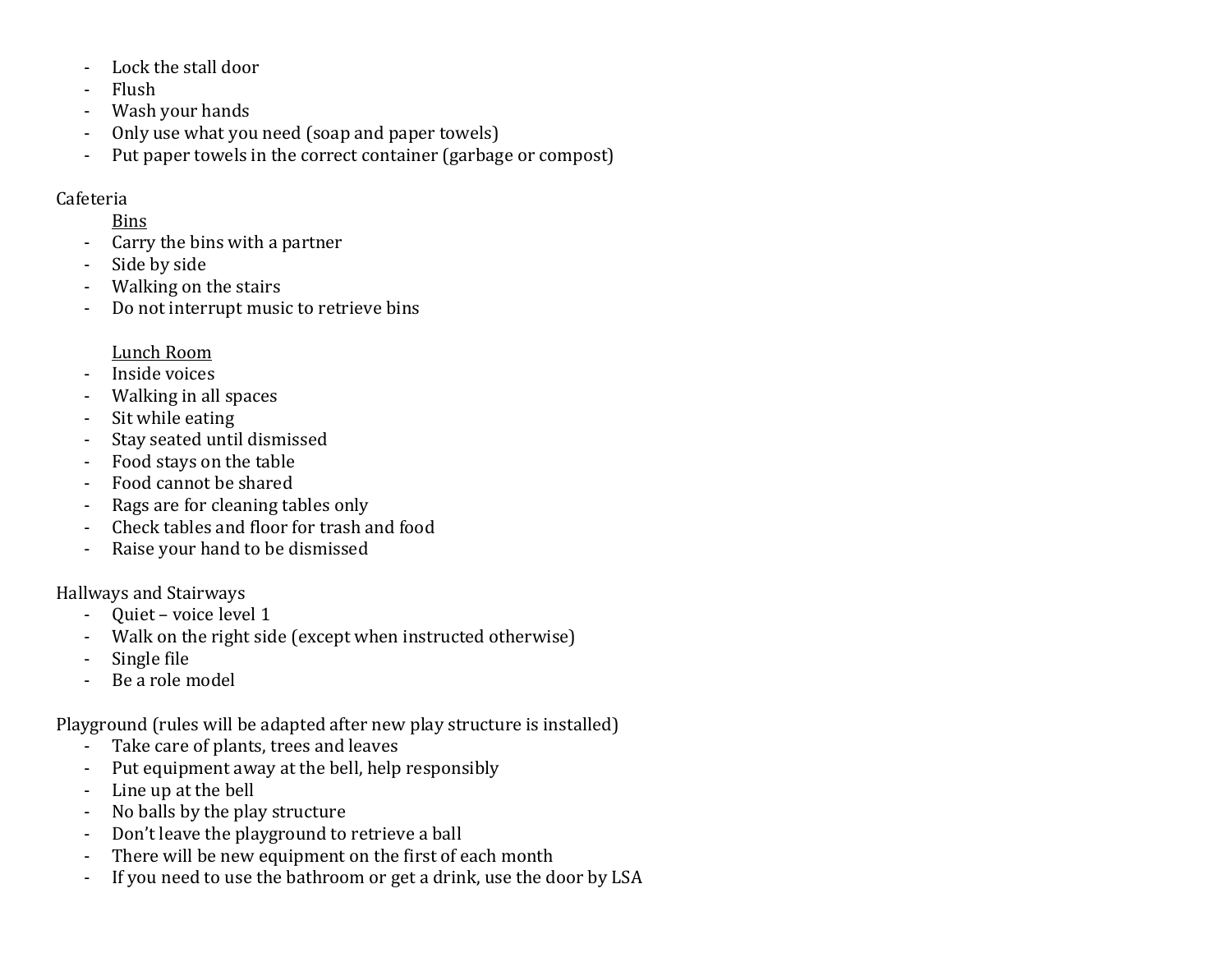- Lock the stall door
- Flush
- Wash your hands
- Only use what you need (soap and paper towels)
- Put paper towels in the correct container (garbage or compost)

Cafeteria

Bins

- Carry the bins with a partner
- Side by side
- Walking on the stairs
- Do not interrupt music to retrieve bins

Lunch Room

- Inside voices
- Walking in all spaces
- Sit while eating
- Stay seated until dismissed
- Food stays on the table
- Food cannot be shared
- Rags are for cleaning tables only
- Check tables and floor for trash and food
- Raise your hand to be dismissed

Hallways and Stairways

- Quiet – voice level 1
- Walk on the right side (except when instructed otherwise)
- Single file
- Be a role model

Playground (rules will be adapted after new play structure is installed)

- Take care of plants, trees and leaves
- Put equipment away at the bell, help responsibly
- Line up at the bell
- No balls by the play structure
- Don't leave the playground to retrieve a ball
- There will be new equipment on the first of each month
- If you need to use the bathroom or get a drink, use the door by LSA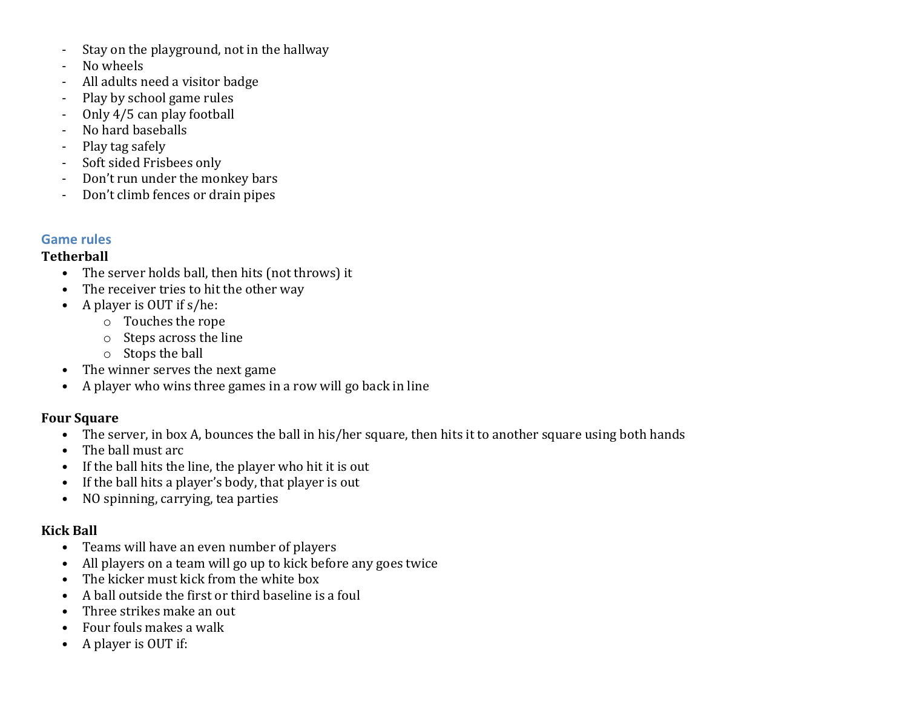- Stay on the playground, not in the hallway
- No wheels
- All adults need a visitor badge
- Play by school game rules
- Only 4/5 can play football
- No hard baseballs
- Play tag safely
- Soft sided Frisbees only
- Don't run under the monkey bars
- Don't climb fences or drain pipes

## Game rules

**Tetherball**

- The server holds ball, then hits (not throws) it
- The receiver tries to hit the other way
- A player is OUT if s/he:
    - Touches the rope
    - Steps across the line
    - Stops the ball
- The winner serves the next game
- A player who wins three games in a row will go back in line

**Four Square**

- The server, in box A, bounces the ball in his/her square, then hits it to another square using both hands
- The ball must arc
- If the ball hits the line, the player who hit it is out
- If the ball hits a player's body, that player is out
- NO spinning, carrying, tea parties

**Kick Ball**

- Teams will have an even number of players
- All players on a team will go up to kick before any goes twice
- The kicker must kick from the white box
- A ball outside the first or third baseline is a foul
- Three strikes make an out
- Four fouls makes a walk
- A player is OUT if: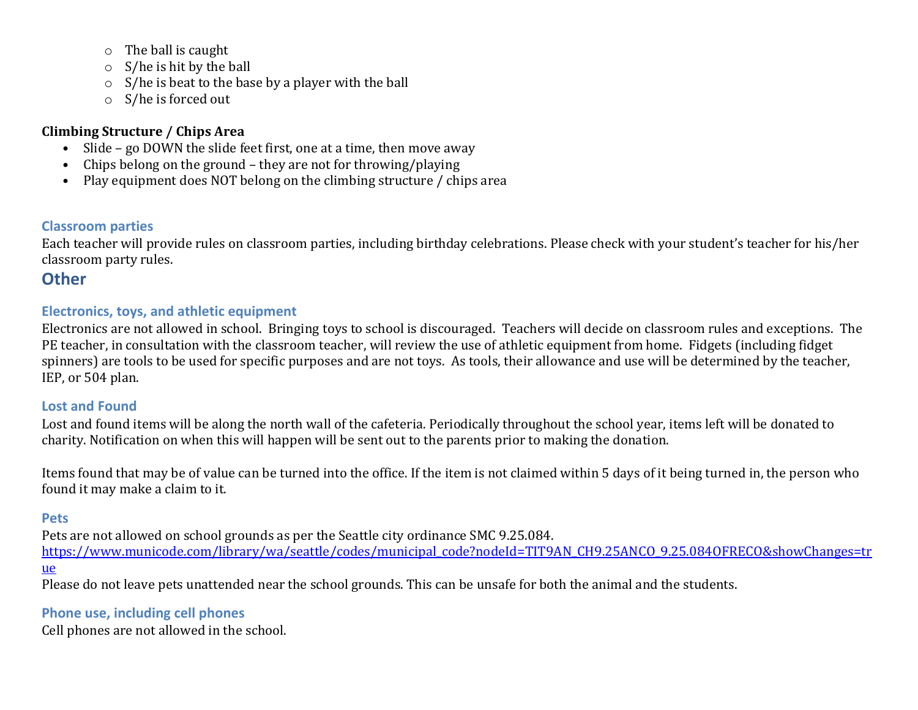- The ball is caught
   - S/he is hit by the ball
   - S/he is beat to the base by a player with the ball
   - S/he is forced out

**Climbing Structure / Chips Area**

- Slide – go DOWN the slide feet first, one at a time, then move away
- Chips belong on the ground – they are not for throwing/playing
- Play equipment does NOT belong on the climbing structure / chips area

### Classroom parties

Each teacher will provide rules on classroom parties, including birthday celebrations. Please check with your student's teacher for his/her classroom party rules.

## Other

### Electronics, toys, and athletic equipment

Electronics are not allowed in school. Bringing toys to school is discouraged. Teachers will decide on classroom rules and exceptions. The PE teacher, in consultation with the classroom teacher, will review the use of athletic equipment from home. Fidgets (including fidget spinners) are tools to be used for specific purposes and are not toys. As tools, their allowance and use will be determined by the teacher, IEP, or 504 plan.

### Lost and Found

Lost and found items will be along the north wall of the cafeteria. Periodically throughout the school year, items left will be donated to charity. Notification on when this will happen will be sent out to the parents prior to making the donation.

Items found that may be of value can be turned into the office. If the item is not claimed within 5 days of it being turned in, the person who found it may make a claim to it.

### Pets

Pets are not allowed on school grounds as per the Seattle city ordinance SMC 9.25.084.
https://www.municode.com/library/wa/seattle/codes/municipal_code?nodeId=TIT9AN_CH9.25ANCO_9.25.084OFRECO&showChanges=true
Please do not leave pets unattended near the school grounds. This can be unsafe for both the animal and the students.

### Phone use, including cell phones

Cell phones are not allowed in the school.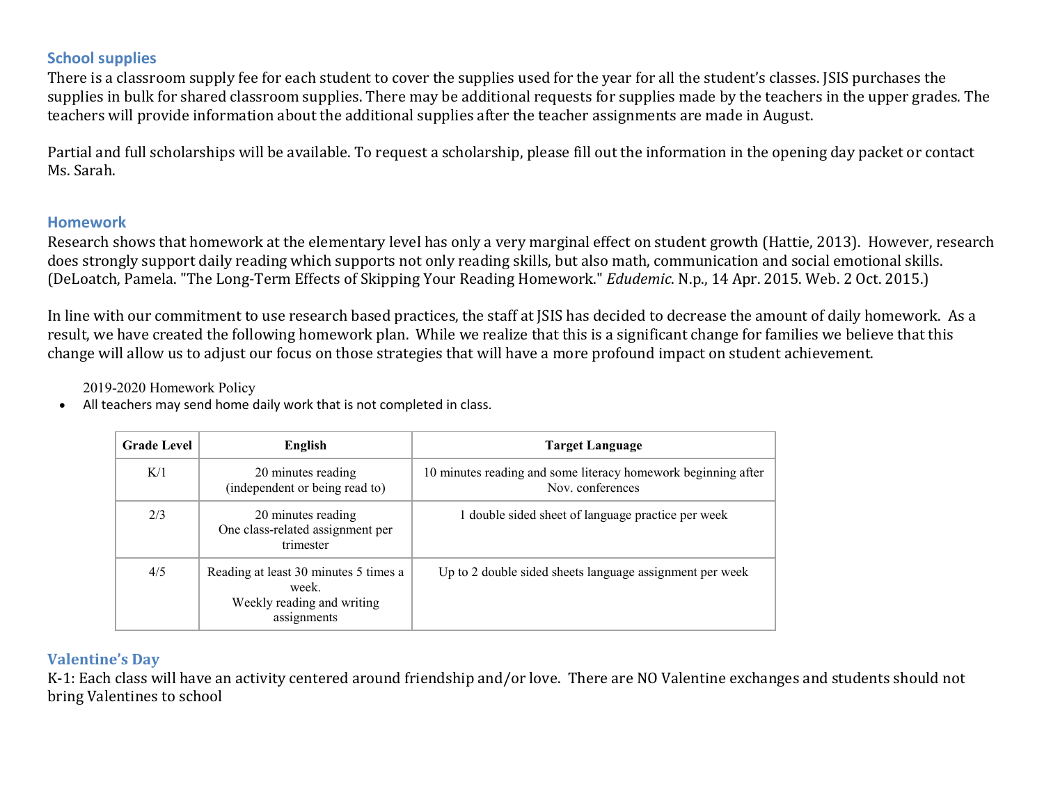## School supplies

There is a classroom supply fee for each student to cover the supplies used for the year for all the student's classes. JSIS purchases the supplies in bulk for shared classroom supplies. There may be additional requests for supplies made by the teachers in the upper grades. The teachers will provide information about the additional supplies after the teacher assignments are made in August.

Partial and full scholarships will be available. To request a scholarship, please fill out the information in the opening day packet or contact Ms. Sarah.

## Homework

Research shows that homework at the elementary level has only a very marginal effect on student growth (Hattie, 2013). However, research does strongly support daily reading which supports not only reading skills, but also math, communication and social emotional skills. (DeLoatch, Pamela. "The Long-Term Effects of Skipping Your Reading Homework." *Edudemic*. N.p., 14 Apr. 2015. Web. 2 Oct. 2015.)

In line with our commitment to use research based practices, the staff at JSIS has decided to decrease the amount of daily homework. As a result, we have created the following homework plan. While we realize that this is a significant change for families we believe that this change will allow us to adjust our focus on those strategies that will have a more profound impact on student achievement.

2019-2020 Homework Policy

- All teachers may send home daily work that is not completed in class.

| Grade Level | English | Target Language |
|---|---|---|
| K/1 | 20 minutes reading (independent or being read to) | 10 minutes reading and some literacy homework beginning after Nov. conferences |
| 2/3 | 20 minutes reading One class-related assignment per trimester | 1 double sided sheet of language practice per week |
| 4/5 | Reading at least 30 minutes 5 times a week. Weekly reading and writing assignments | Up to 2 double sided sheets language assignment per week |

## Valentine's Day

K-1: Each class will have an activity centered around friendship and/or love. There are NO Valentine exchanges and students should not bring Valentines to school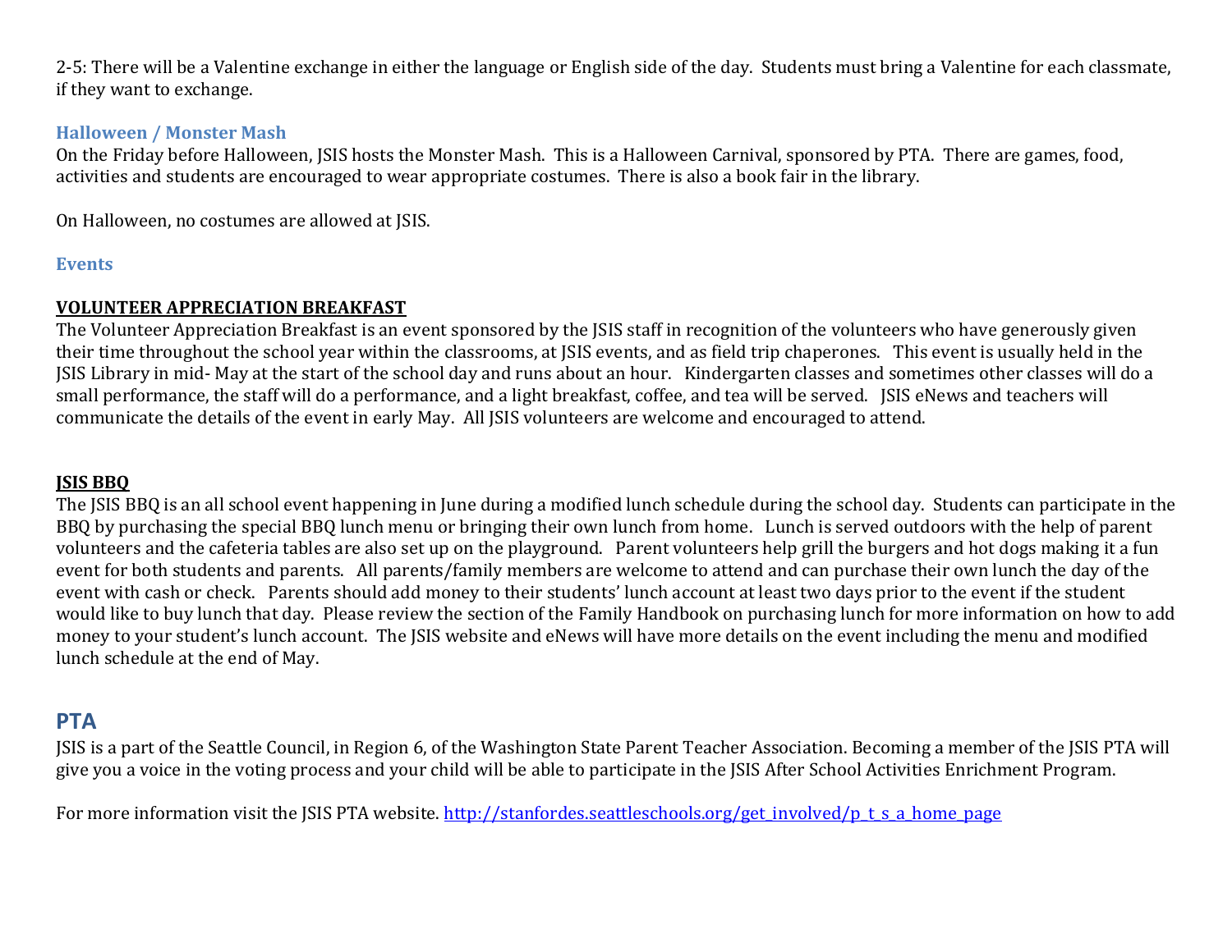2-5: There will be a Valentine exchange in either the language or English side of the day. Students must bring a Valentine for each classmate, if they want to exchange.

### Halloween / Monster Mash

On the Friday before Halloween, JSIS hosts the Monster Mash. This is a Halloween Carnival, sponsored by PTA. There are games, food, activities and students are encouraged to wear appropriate costumes. There is also a book fair in the library.

On Halloween, no costumes are allowed at JSIS.

### Events

**VOLUNTEER APPRECIATION BREAKFAST**

The Volunteer Appreciation Breakfast is an event sponsored by the JSIS staff in recognition of the volunteers who have generously given their time throughout the school year within the classrooms, at JSIS events, and as field trip chaperones. This event is usually held in the JSIS Library in mid- May at the start of the school day and runs about an hour. Kindergarten classes and sometimes other classes will do a small performance, the staff will do a performance, and a light breakfast, coffee, and tea will be served. JSIS eNews and teachers will communicate the details of the event in early May. All JSIS volunteers are welcome and encouraged to attend.

**JSIS BBQ**

The JSIS BBQ is an all school event happening in June during a modified lunch schedule during the school day. Students can participate in the BBQ by purchasing the special BBQ lunch menu or bringing their own lunch from home. Lunch is served outdoors with the help of parent volunteers and the cafeteria tables are also set up on the playground. Parent volunteers help grill the burgers and hot dogs making it a fun event for both students and parents. All parents/family members are welcome to attend and can purchase their own lunch the day of the event with cash or check. Parents should add money to their students' lunch account at least two days prior to the event if the student would like to buy lunch that day. Please review the section of the Family Handbook on purchasing lunch for more information on how to add money to your student's lunch account. The JSIS website and eNews will have more details on the event including the menu and modified lunch schedule at the end of May.

## PTA

JSIS is a part of the Seattle Council, in Region 6, of the Washington State Parent Teacher Association. Becoming a member of the JSIS PTA will give you a voice in the voting process and your child will be able to participate in the JSIS After School Activities Enrichment Program.

For more information visit the JSIS PTA website. http://stanfordes.seattleschools.org/get_involved/p_t_s_a_home_page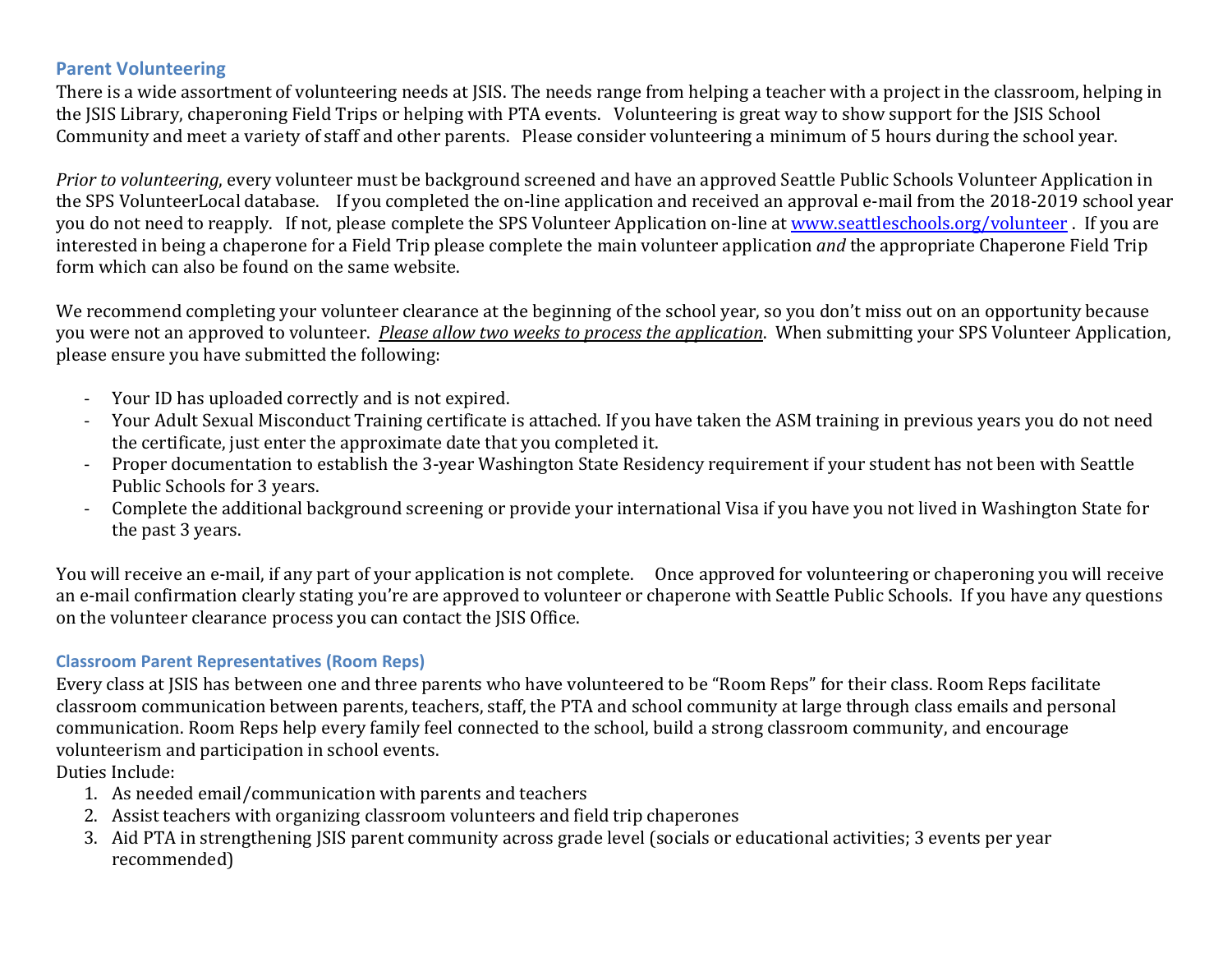## Parent Volunteering

There is a wide assortment of volunteering needs at JSIS. The needs range from helping a teacher with a project in the classroom, helping in the JSIS Library, chaperoning Field Trips or helping with PTA events. Volunteering is great way to show support for the JSIS School Community and meet a variety of staff and other parents. Please consider volunteering a minimum of 5 hours during the school year.

*Prior to volunteering*, every volunteer must be background screened and have an approved Seattle Public Schools Volunteer Application in the SPS VolunteerLocal database. If you completed the on-line application and received an approval e-mail from the 2018-2019 school year you do not need to reapply. If not, please complete the SPS Volunteer Application on-line at [www.seattleschools.org/volunteer](www.seattleschools.org/volunteer) . If you are interested in being a chaperone for a Field Trip please complete the main volunteer application *and* the appropriate Chaperone Field Trip form which can also be found on the same website.

We recommend completing your volunteer clearance at the beginning of the school year, so you don't miss out on an opportunity because you were not an approved to volunteer. *Please allow two weeks to process the application*. When submitting your SPS Volunteer Application, please ensure you have submitted the following:

- Your ID has uploaded correctly and is not expired.
- Your Adult Sexual Misconduct Training certificate is attached. If you have taken the ASM training in previous years you do not need the certificate, just enter the approximate date that you completed it.
- Proper documentation to establish the 3-year Washington State Residency requirement if your student has not been with Seattle Public Schools for 3 years.
- Complete the additional background screening or provide your international Visa if you have you not lived in Washington State for the past 3 years.

You will receive an e-mail, if any part of your application is not complete. Once approved for volunteering or chaperoning you will receive an e-mail confirmation clearly stating you're are approved to volunteer or chaperone with Seattle Public Schools. If you have any questions on the volunteer clearance process you can contact the JSIS Office.

## Classroom Parent Representatives (Room Reps)

Every class at JSIS has between one and three parents who have volunteered to be "Room Reps" for their class. Room Reps facilitate classroom communication between parents, teachers, staff, the PTA and school community at large through class emails and personal communication. Room Reps help every family feel connected to the school, build a strong classroom community, and encourage volunteerism and participation in school events.

Duties Include:

1. As needed email/communication with parents and teachers
2. Assist teachers with organizing classroom volunteers and field trip chaperones
3. Aid PTA in strengthening JSIS parent community across grade level (socials or educational activities; 3 events per year recommended)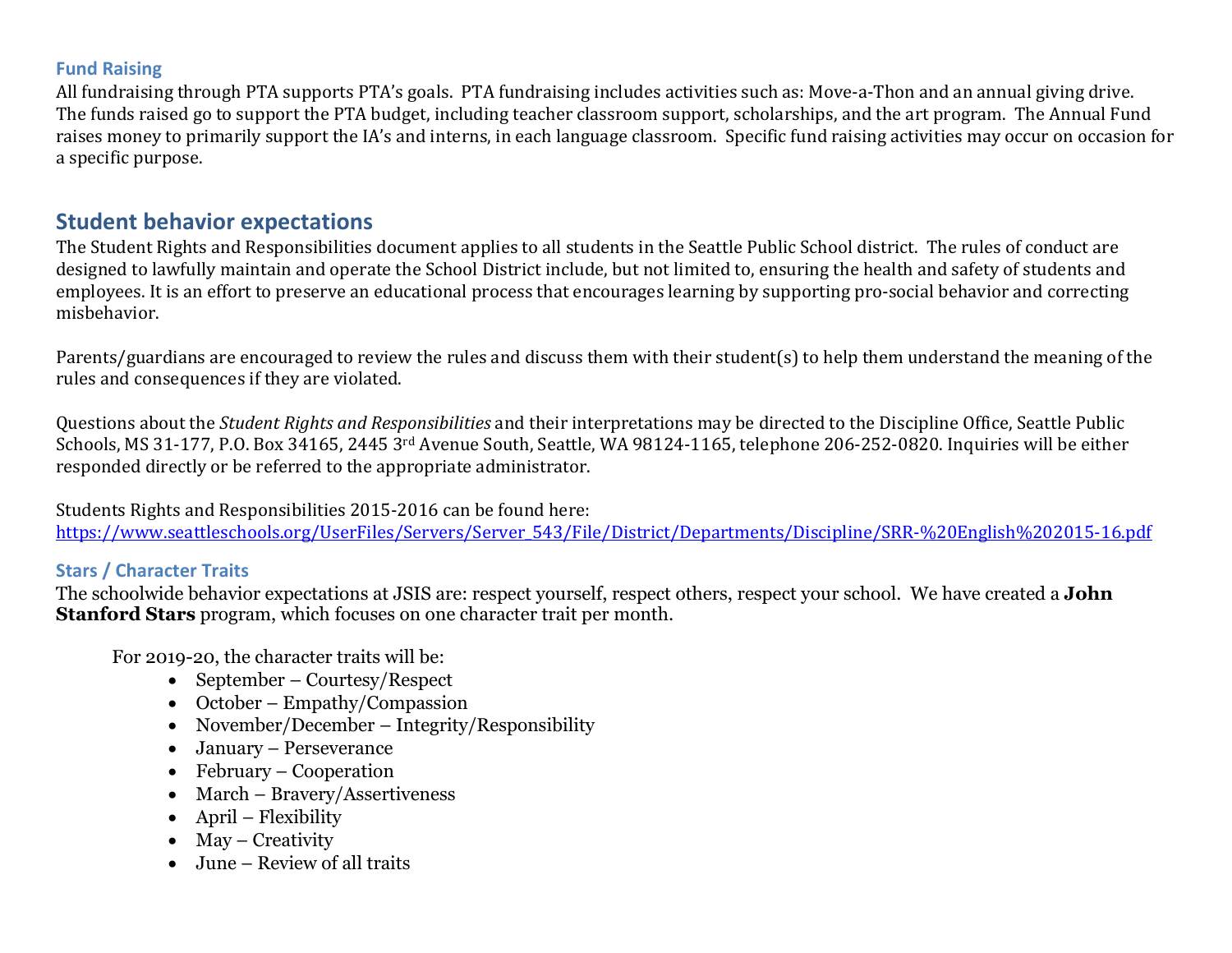### Fund Raising

All fundraising through PTA supports PTA's goals. PTA fundraising includes activities such as: Move-a-Thon and an annual giving drive. The funds raised go to support the PTA budget, including teacher classroom support, scholarships, and the art program. The Annual Fund raises money to primarily support the IA's and interns, in each language classroom. Specific fund raising activities may occur on occasion for a specific purpose.

## Student behavior expectations

The Student Rights and Responsibilities document applies to all students in the Seattle Public School district. The rules of conduct are designed to lawfully maintain and operate the School District include, but not limited to, ensuring the health and safety of students and employees. It is an effort to preserve an educational process that encourages learning by supporting pro-social behavior and correcting misbehavior.

Parents/guardians are encouraged to review the rules and discuss them with their student(s) to help them understand the meaning of the rules and consequences if they are violated.

Questions about the *Student Rights and Responsibilities* and their interpretations may be directed to the Discipline Office, Seattle Public Schools, MS 31-177, P.O. Box 34165, 2445 3rd Avenue South, Seattle, WA 98124-1165, telephone 206-252-0820. Inquiries will be either responded directly or be referred to the appropriate administrator.

Students Rights and Responsibilities 2015-2016 can be found here:
https://www.seattleschools.org/UserFiles/Servers/Server_543/File/District/Departments/Discipline/SRR-%20English%202015-16.pdf

### Stars / Character Traits

The schoolwide behavior expectations at JSIS are: respect yourself, respect others, respect your school. We have created a **John Stanford Stars** program, which focuses on one character trait per month.

For 2019-20, the character traits will be:

- September – Courtesy/Respect
- October – Empathy/Compassion
- November/December – Integrity/Responsibility
- January – Perseverance
- February – Cooperation
- March – Bravery/Assertiveness
- April – Flexibility
- May – Creativity
- June – Review of all traits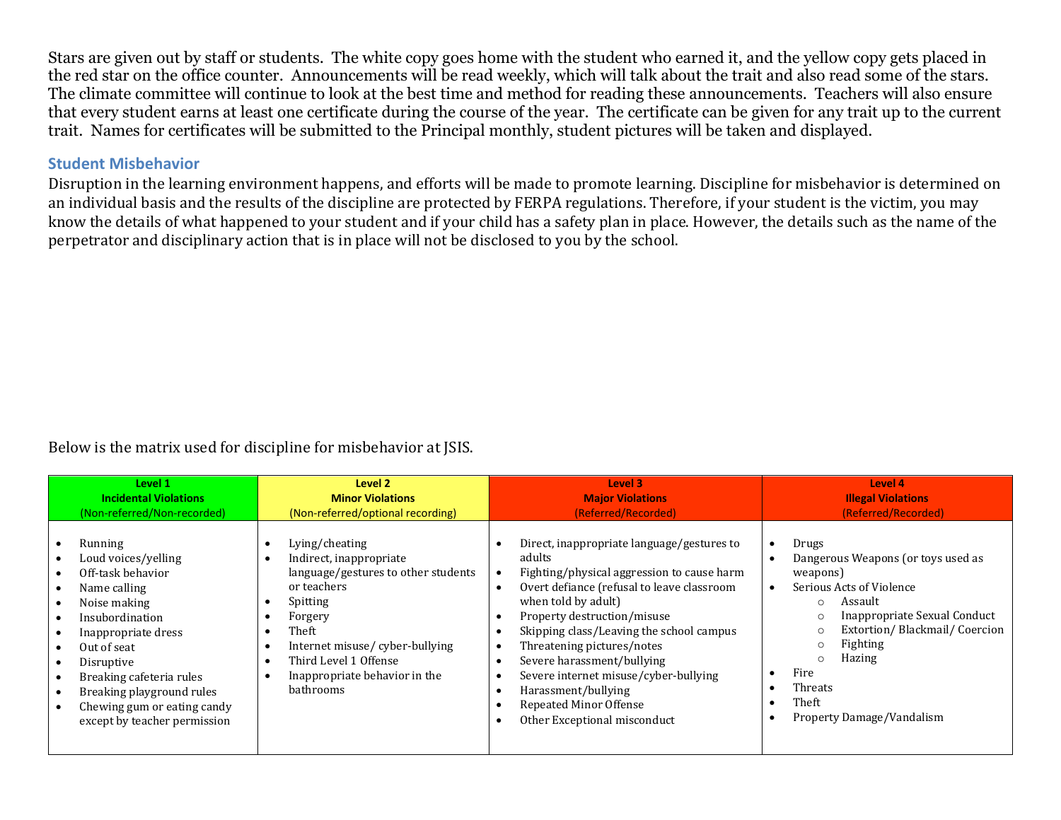Stars are given out by staff or students. The white copy goes home with the student who earned it, and the yellow copy gets placed in the red star on the office counter. Announcements will be read weekly, which will talk about the trait and also read some of the stars. The climate committee will continue to look at the best time and method for reading these announcements. Teachers will also ensure that every student earns at least one certificate during the course of the year. The certificate can be given for any trait up to the current trait. Names for certificates will be submitted to the Principal monthly, student pictures will be taken and displayed.

## Student Misbehavior

Disruption in the learning environment happens, and efforts will be made to promote learning. Discipline for misbehavior is determined on an individual basis and the results of the discipline are protected by FERPA regulations. Therefore, if your student is the victim, you may know the details of what happened to your student and if your child has a safety plan in place. However, the details such as the name of the perpetrator and disciplinary action that is in place will not be disclosed to you by the school.

Below is the matrix used for discipline for misbehavior at JSIS.

| **Level 1**<br>**Incidental Violations**<br>(Non-referred/Non-recorded) | **Level 2**<br>**Minor Violations**<br>(Non-referred/optional recording) | **Level 3**<br>**Major Violations**<br>(Referred/Recorded) | **Level 4**<br>**Illegal Violations**<br>(Referred/Recorded) |
|---|---|---|---|
| • Running<br>• Loud voices/yelling<br>• Off-task behavior<br>• Name calling<br>• Noise making<br>• Insubordination<br>• Inappropriate dress<br>• Out of seat<br>• Disruptive<br>• Breaking cafeteria rules<br>• Breaking playground rules<br>• Chewing gum or eating candy except by teacher permission | • Lying/cheating<br>• Indirect, inappropriate language/gestures to other students or teachers<br>• Spitting<br>• Forgery<br>• Theft<br>• Internet misuse/ cyber-bullying<br>• Third Level 1 Offense<br>• Inappropriate behavior in the bathrooms | • Direct, inappropriate language/gestures to adults<br>• Fighting/physical aggression to cause harm<br>• Overt defiance (refusal to leave classroom when told by adult)<br>• Property destruction/misuse<br>• Skipping class/Leaving the school campus<br>• Threatening pictures/notes<br>• Severe harassment/bullying<br>• Severe internet misuse/cyber-bullying<br>• Harassment/bullying<br>• Repeated Minor Offense<br>• Other Exceptional misconduct | • Drugs<br>• Dangerous Weapons (or toys used as weapons)<br>• Serious Acts of Violence<br>  ○ Assault<br>  ○ Inappropriate Sexual Conduct<br>  ○ Extortion/ Blackmail/ Coercion<br>  ○ Fighting<br>  ○ Hazing<br>• Fire<br>• Threats<br>• Theft<br>• Property Damage/Vandalism |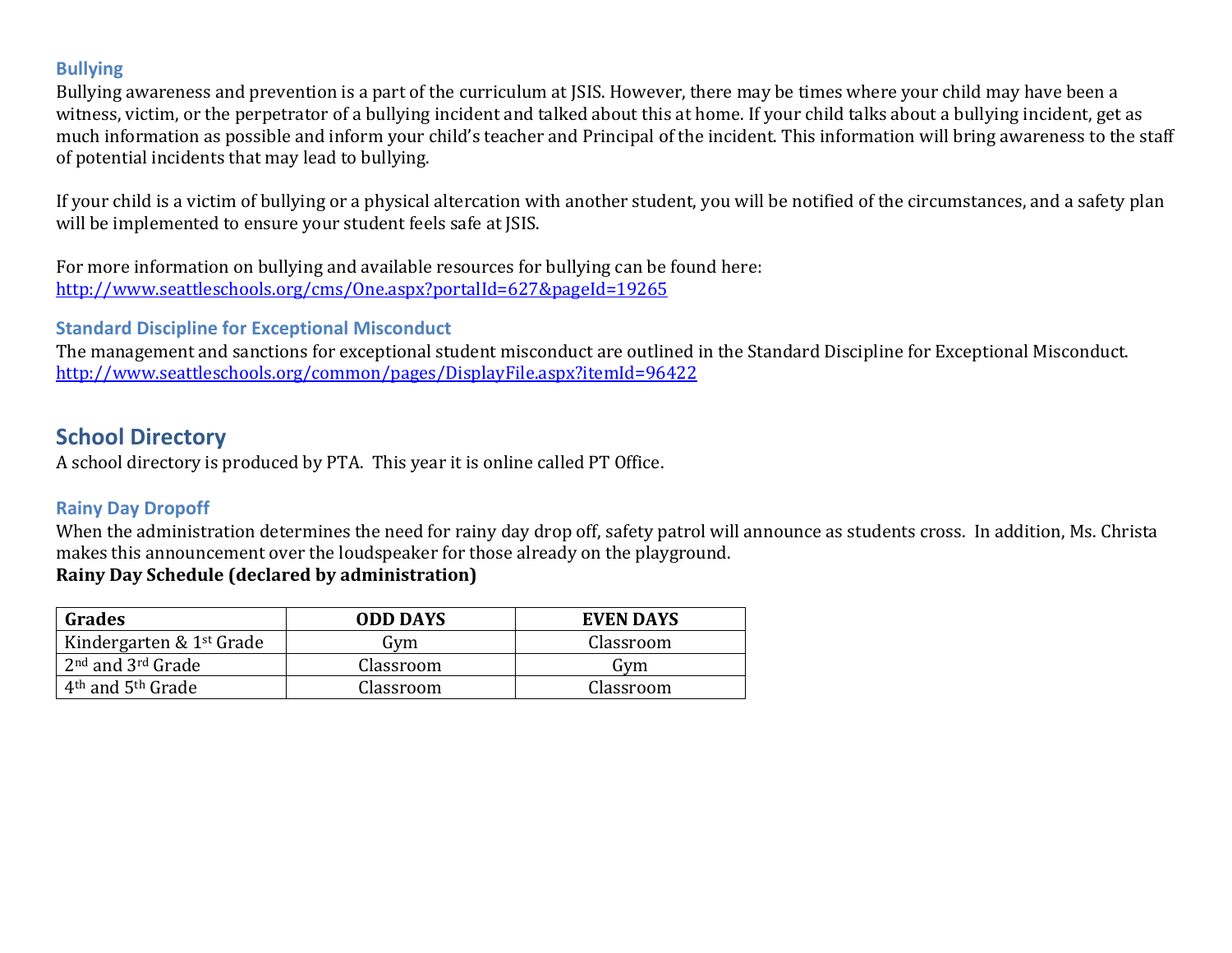### Bullying

Bullying awareness and prevention is a part of the curriculum at JSIS. However, there may be times where your child may have been a witness, victim, or the perpetrator of a bullying incident and talked about this at home. If your child talks about a bullying incident, get as much information as possible and inform your child's teacher and Principal of the incident. This information will bring awareness to the staff of potential incidents that may lead to bullying.

If your child is a victim of bullying or a physical altercation with another student, you will be notified of the circumstances, and a safety plan will be implemented to ensure your student feels safe at JSIS.

For more information on bullying and available resources for bullying can be found here:
http://www.seattleschools.org/cms/One.aspx?portalId=627&pageId=19265

### Standard Discipline for Exceptional Misconduct

The management and sanctions for exceptional student misconduct are outlined in the Standard Discipline for Exceptional Misconduct.
http://www.seattleschools.org/common/pages/DisplayFile.aspx?itemId=96422

## School Directory

A school directory is produced by PTA. This year it is online called PT Office.

### Rainy Day Dropoff

When the administration determines the need for rainy day drop off, safety patrol will announce as students cross. In addition, Ms. Christa makes this announcement over the loudspeaker for those already on the playground.

**Rainy Day Schedule (declared by administration)**

| Grades | ODD DAYS | EVEN DAYS |
|---|---|---|
| Kindergarten & 1st Grade | Gym | Classroom |
| 2nd and 3rd Grade | Classroom | Gym |
| 4th and 5th Grade | Classroom | Classroom |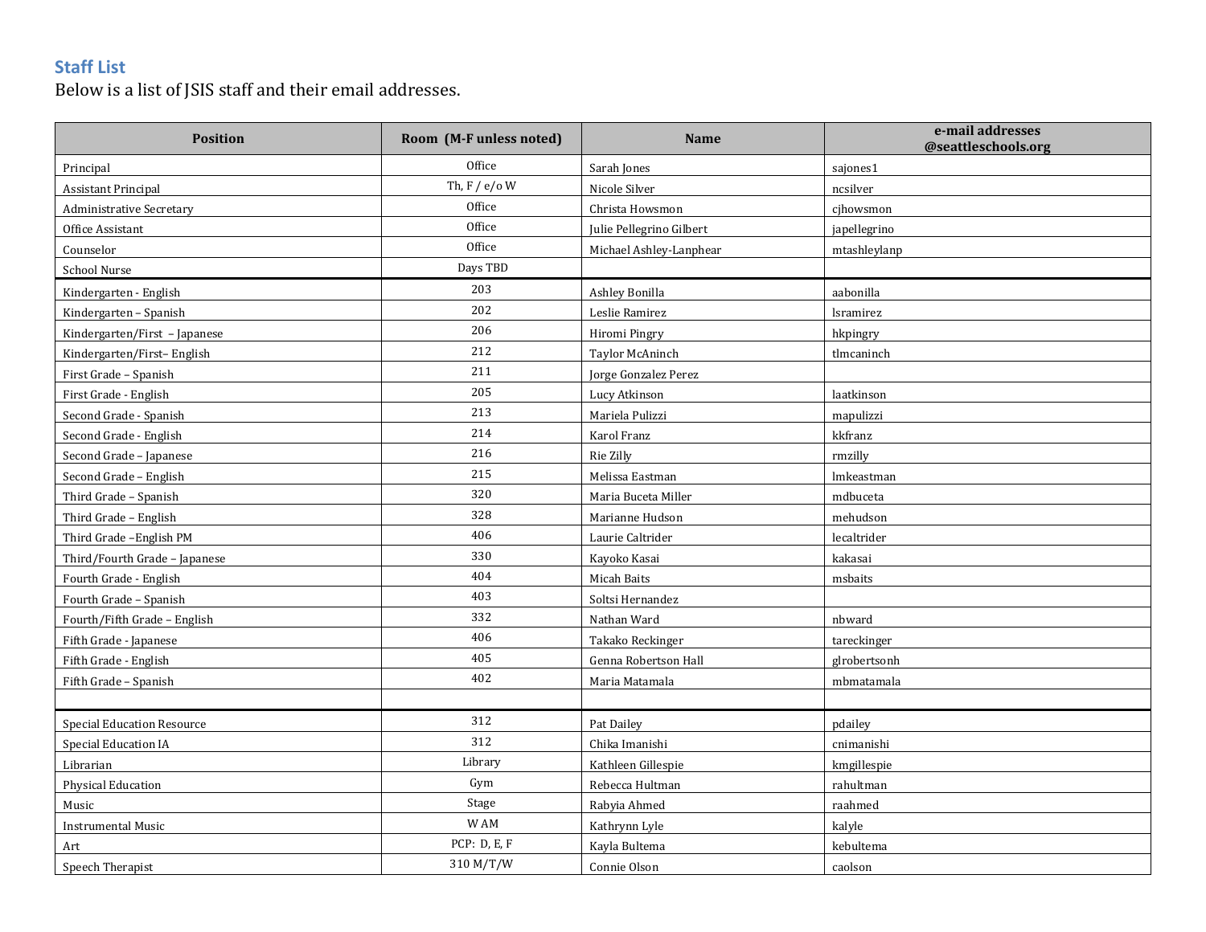## Staff List

Below is a list of JSIS staff and their email addresses.

| Position | Room (M-F unless noted) | Name | e-mail addresses @seattleschools.org |
|---|---|---|---|
| Principal | Office | Sarah Jones | sajones1 |
| Assistant Principal | Th, F / e/o W | Nicole Silver | ncsilver |
| Administrative Secretary | Office | Christa Howsmon | cjhowsmon |
| Office Assistant | Office | Julie Pellegrino Gilbert | japellegrino |
| Counselor | Office | Michael Ashley-Lanphear | mtashleylanp |
| School Nurse | Days TBD | | |
| Kindergarten - English | 203 | Ashley Bonilla | aabonilla |
| Kindergarten – Spanish | 202 | Leslie Ramirez | lsramirez |
| Kindergarten/First – Japanese | 206 | Hiromi Pingry | hkpingry |
| Kindergarten/First– English | 212 | Taylor McAninch | tlmcaninch |
| First Grade – Spanish | 211 | Jorge Gonzalez Perez | |
| First Grade - English | 205 | Lucy Atkinson | laatkinson |
| Second Grade - Spanish | 213 | Mariela Pulizzi | mapulizzi |
| Second Grade - English | 214 | Karol Franz | kkfranz |
| Second Grade – Japanese | 216 | Rie Zilly | rmzilly |
| Second Grade – English | 215 | Melissa Eastman | lmkeastman |
| Third Grade – Spanish | 320 | Maria Buceta Miller | mdbuceta |
| Third Grade – English | 328 | Marianne Hudson | mehudson |
| Third Grade –English PM | 406 | Laurie Caltrider | lecaltrider |
| Third/Fourth Grade – Japanese | 330 | Kayoko Kasai | kakasai |
| Fourth Grade - English | 404 | Micah Baits | msbaits |
| Fourth Grade – Spanish | 403 | Soltsi Hernandez | |
| Fourth/Fifth Grade – English | 332 | Nathan Ward | nbward |
| Fifth Grade - Japanese | 406 | Takako Reckinger | tareckinger |
| Fifth Grade - English | 405 | Genna Robertson Hall | glrobertsonh |
| Fifth Grade – Spanish | 402 | Maria Matamala | mbmatamala |
| | | | |
| Special Education Resource | 312 | Pat Dailey | pdailey |
| Special Education IA | 312 | Chika Imanishi | cnimanishi |
| Librarian | Library | Kathleen Gillespie | kmgillespie |
| Physical Education | Gym | Rebecca Hultman | rahultman |
| Music | Stage | Rabyia Ahmed | raahmed |
| Instrumental Music | W AM | Kathrynn Lyle | kalyle |
| Art | PCP: D, E, F | Kayla Bultema | kebultema |
| Speech Therapist | 310 M/T/W | Connie Olson | caolson |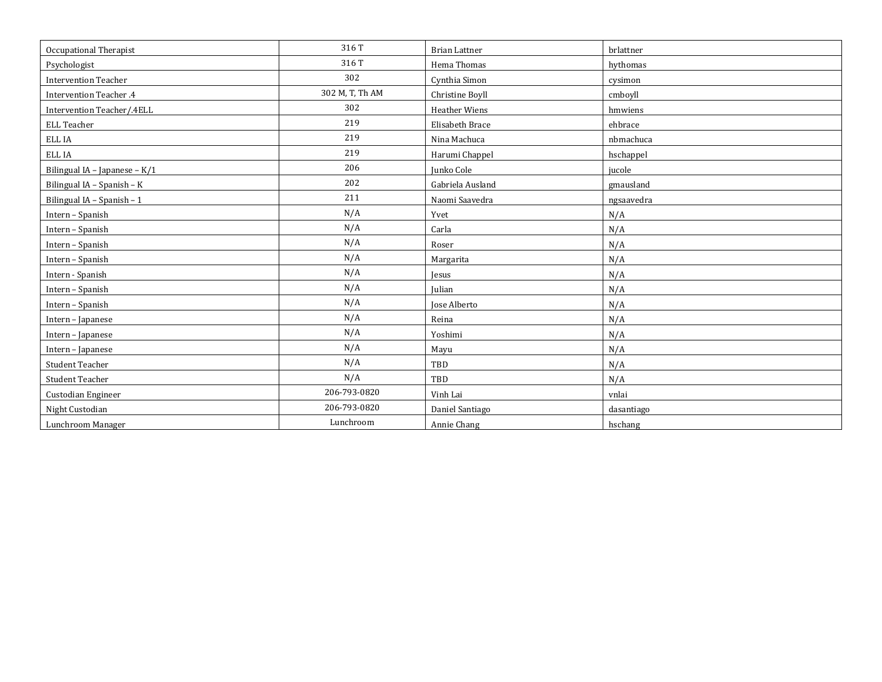| Occupational Therapist | 316 T | Brian Lattner | brlattner |
|---|---|---|---|
| Psychologist | 316 T | Hema Thomas | hythomas |
| Intervention Teacher | 302 | Cynthia Simon | cysimon |
| Intervention Teacher .4 | 302 M, T, Th AM | Christine Boyll | cmboyll |
| Intervention Teacher/.4ELL | 302 | Heather Wiens | hmwiens |
| ELL Teacher | 219 | Elisabeth Brace | ehbrace |
| ELL IA | 219 | Nina Machuca | nbmachuca |
| ELL IA | 219 | Harumi Chappel | hschappel |
| Bilingual IA – Japanese – K/1 | 206 | Junko Cole | jucole |
| Bilingual IA – Spanish – K | 202 | Gabriela Ausland | gmausland |
| Bilingual IA – Spanish – 1 | 211 | Naomi Saavedra | ngsaavedra |
| Intern – Spanish | N/A | Yvet | N/A |
| Intern – Spanish | N/A | Carla | N/A |
| Intern – Spanish | N/A | Roser | N/A |
| Intern – Spanish | N/A | Margarita | N/A |
| Intern - Spanish | N/A | Jesus | N/A |
| Intern – Spanish | N/A | Julian | N/A |
| Intern – Spanish | N/A | Jose Alberto | N/A |
| Intern – Japanese | N/A | Reina | N/A |
| Intern – Japanese | N/A | Yoshimi | N/A |
| Intern – Japanese | N/A | Mayu | N/A |
| Student Teacher | N/A | TBD | N/A |
| Student Teacher | N/A | TBD | N/A |
| Custodian Engineer | 206-793-0820 | Vinh Lai | vnlai |
| Night Custodian | 206-793-0820 | Daniel Santiago | dasantiago |
| Lunchroom Manager | Lunchroom | Annie Chang | hschang |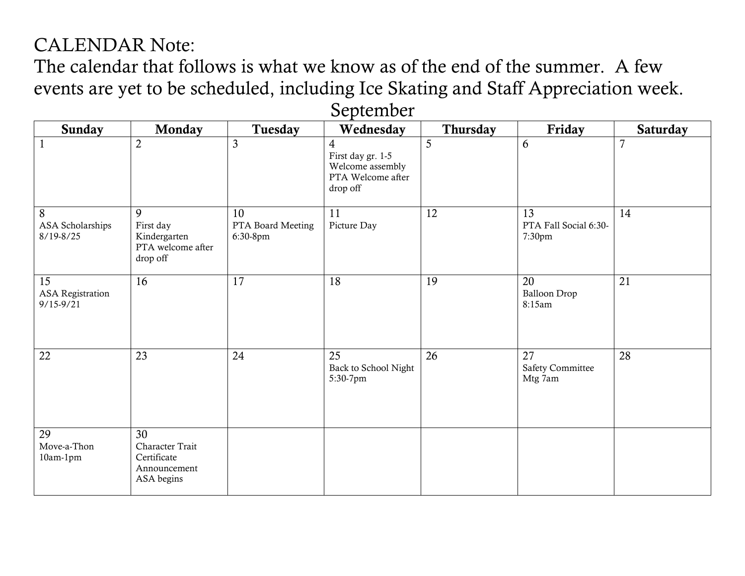CALENDAR Note:

The calendar that follows is what we know as of the end of the summer. A few events are yet to be scheduled, including Ice Skating and Staff Appreciation week.

## September

| Sunday | Monday | Tuesday | Wednesday | Thursday | Friday | Saturday |
|---|---|---|---|---|---|---|
| 1 | 2 | 3 | 4<br>First day gr. 1-5<br>Welcome assembly<br>PTA Welcome after drop off | 5 | 6 | 7 |
| 8<br>ASA Scholarships 8/19-8/25 | 9<br>First day Kindergarten<br>PTA welcome after drop off | 10<br>PTA Board Meeting 6:30-8pm | 11<br>Picture Day | 12 | 13<br>PTA Fall Social 6:30-7:30pm | 14 |
| 15<br>ASA Registration 9/15-9/21 | 16 | 17 | 18 | 19 | 20<br>Balloon Drop 8:15am | 21 |
| 22 | 23 | 24 | 25<br>Back to School Night 5:30-7pm | 26 | 27<br>Safety Committee Mtg 7am | 28 |
| 29<br>Move-a-Thon 10am-1pm | 30<br>Character Trait Certificate Announcement<br>ASA begins | | | | | |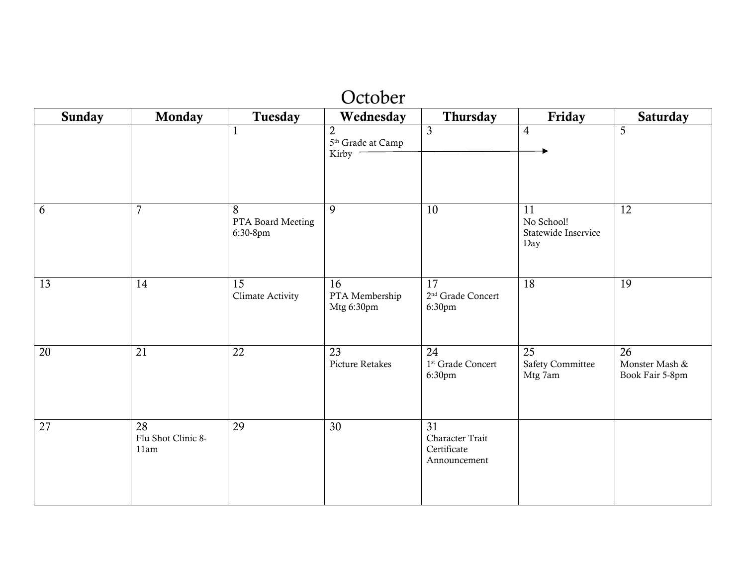# October

| Sunday | Monday | Tuesday | Wednesday | Thursday | Friday | Saturday |
|---|---|---|---|---|---|---|
| | | 1 | 2<br>5th Grade at Camp Kirby → | 3 | 4 | 5 |
| 6 | 7 | 8<br>PTA Board Meeting 6:30-8pm | 9 | 10 | 11<br>No School! Statewide Inservice Day | 12 |
| 13 | 14 | 15<br>Climate Activity | 16<br>PTA Membership Mtg 6:30pm | 17<br>2nd Grade Concert 6:30pm | 18 | 19 |
| 20 | 21 | 22 | 23<br>Picture Retakes | 24<br>1st Grade Concert 6:30pm | 25<br>Safety Committee Mtg 7am | 26<br>Monster Mash & Book Fair 5-8pm |
| 27 | 28<br>Flu Shot Clinic 8-11am | 29 | 30 | 31<br>Character Trait Certificate Announcement | | |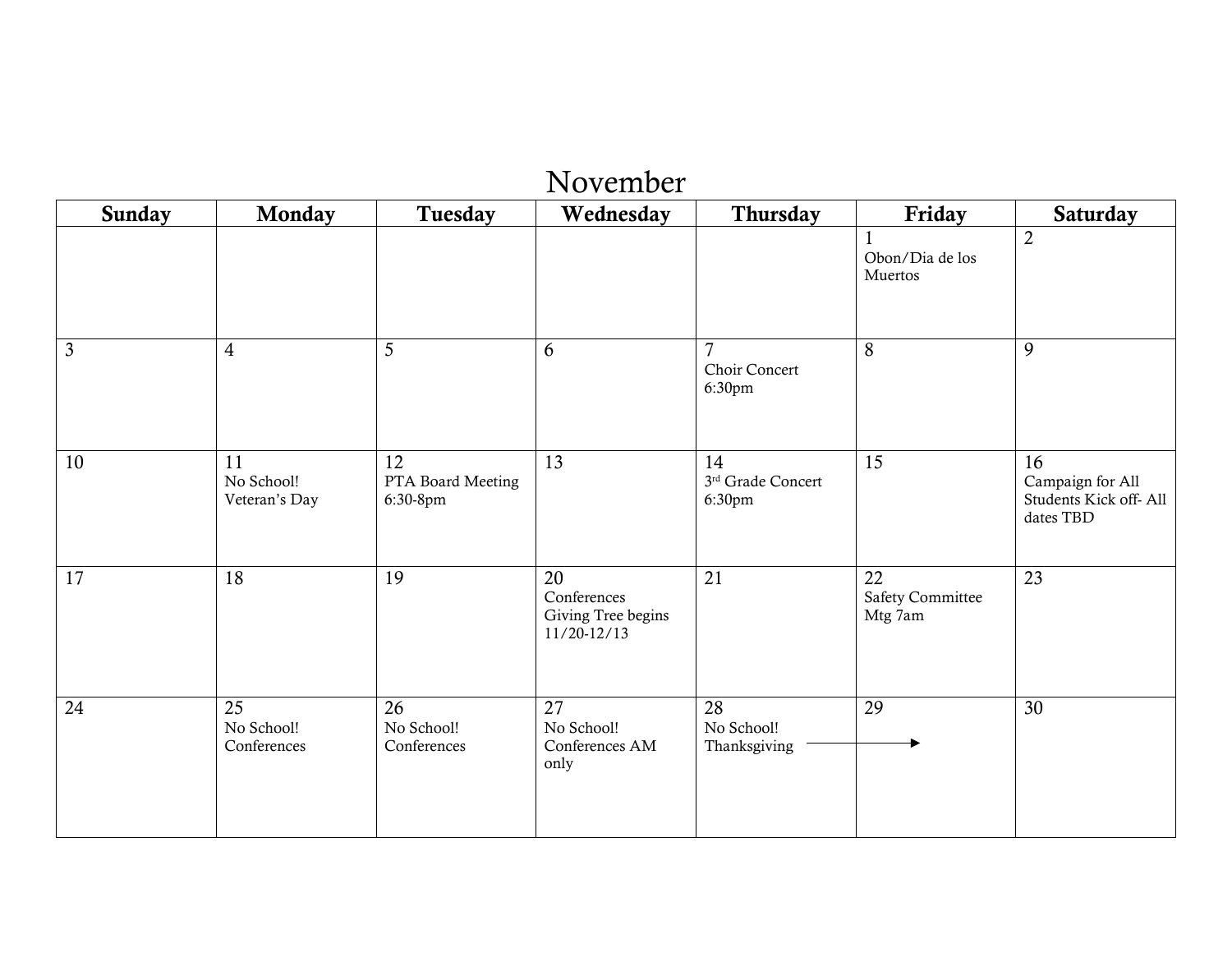# November

| Sunday | Monday | Tuesday | Wednesday | Thursday | Friday | Saturday |
|---|---|---|---|---|---|---|
| | | | | | 1 Obon/Dia de los Muertos | 2 |
| 3 | 4 | 5 | 6 | 7 Choir Concert 6:30pm | 8 | 9 |
| 10 | 11 No School! Veteran's Day | 12 PTA Board Meeting 6:30-8pm | 13 | 14 3rd Grade Concert 6:30pm | 15 | 16 Campaign for All Students Kick off- All dates TBD |
| 17 | 18 | 19 | 20 Conferences Giving Tree begins 11/20-12/13 | 21 | 22 Safety Committee Mtg 7am | 23 |
| 24 | 25 No School! Conferences | 26 No School! Conferences | 27 No School! Conferences AM only | 28 No School! Thanksgiving → | 29 | 30 |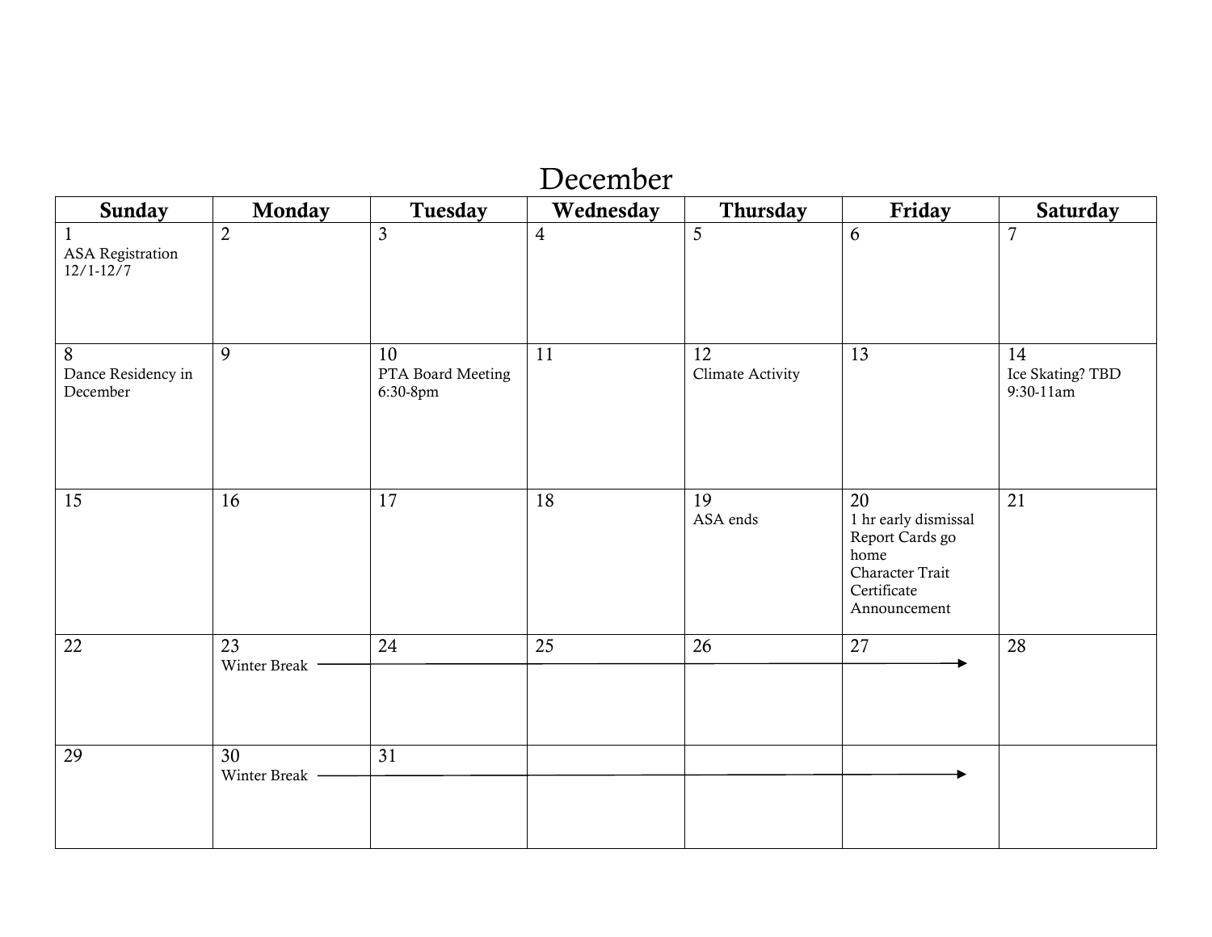# December

| Sunday | Monday | Tuesday | Wednesday | Thursday | Friday | Saturday |
|---|---|---|---|---|---|---|
| 1 ASA Registration 12/1-12/7 | 2 | 3 | 4 | 5 | 6 | 7 |
| 8 Dance Residency in December | 9 | 10 PTA Board Meeting 6:30-8pm | 11 | 12 Climate Activity | 13 | 14 Ice Skating? TBD 9:30-11am |
| 15 | 16 | 17 | 18 | 19 ASA ends | 20 1 hr early dismissal Report Cards go home Character Trait Certificate Announcement | 21 |
| 22 | 23 Winter Break → | 24 | 25 | 26 | 27 | 28 |
| 29 | 30 Winter Break → | 31 | | | | |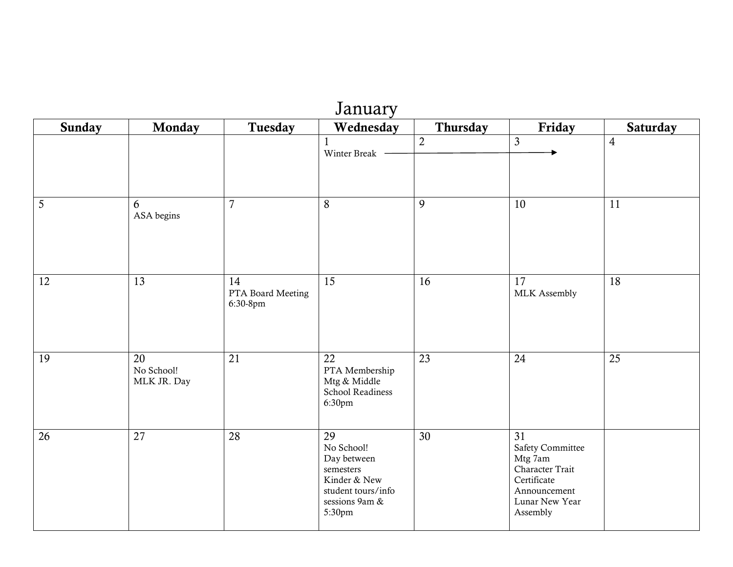# January

| Sunday | Monday | Tuesday | Wednesday | Thursday | Friday | Saturday |
|---|---|---|---|---|---|---|
| | | | 1 Winter Break → | 2 | 3 | 4 |
| 5 | 6 ASA begins | 7 | 8 | 9 | 10 | 11 |
| 12 | 13 | 14 PTA Board Meeting 6:30-8pm | 15 | 16 | 17 MLK Assembly | 18 |
| 19 | 20 No School! MLK JR. Day | 21 | 22 PTA Membership Mtg & Middle School Readiness 6:30pm | 23 | 24 | 25 |
| 26 | 27 | 28 | 29 No School! Day between semesters Kinder & New student tours/info sessions 9am & 5:30pm | 30 | 31 Safety Committee Mtg 7am Character Trait Certificate Announcement Lunar New Year Assembly | |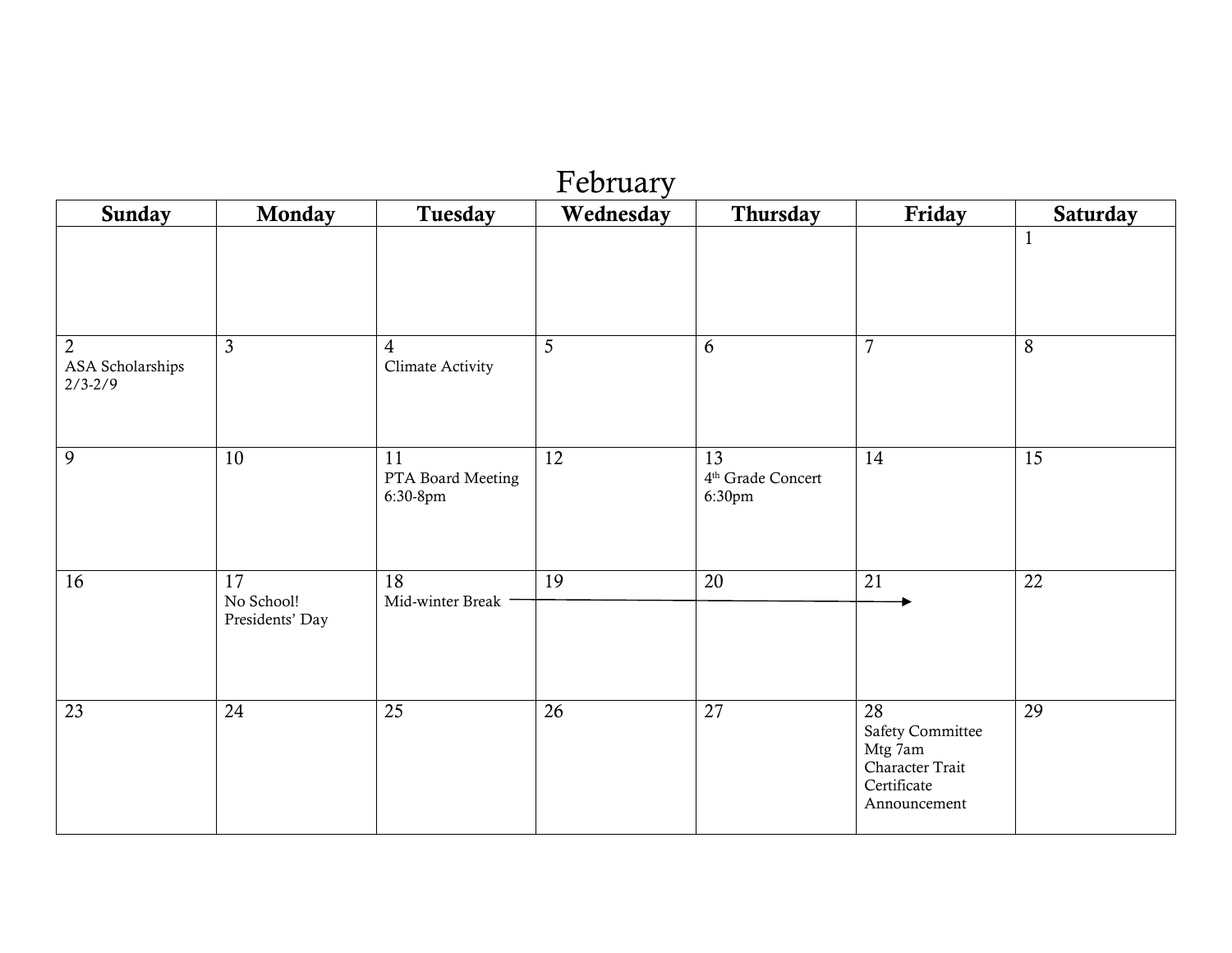# February

| Sunday | Monday | Tuesday | Wednesday | Thursday | Friday | Saturday |
|---|---|---|---|---|---|---|
| | | | | | | 1 |
| 2<br>ASA Scholarships 2/3-2/9 | 3 | 4<br>Climate Activity | 5 | 6 | 7 | 8 |
| 9 | 10 | 11<br>PTA Board Meeting 6:30-8pm | 12 | 13<br>4th Grade Concert 6:30pm | 14 | 15 |
| 16 | 17<br>No School! Presidents' Day | 18<br>Mid-winter Break → | 19 → | 20 → | 21 → | 22 |
| 23 | 24 | 25 | 26 | 27 | 28<br>Safety Committee Mtg 7am<br>Character Trait Certificate Announcement | 29 |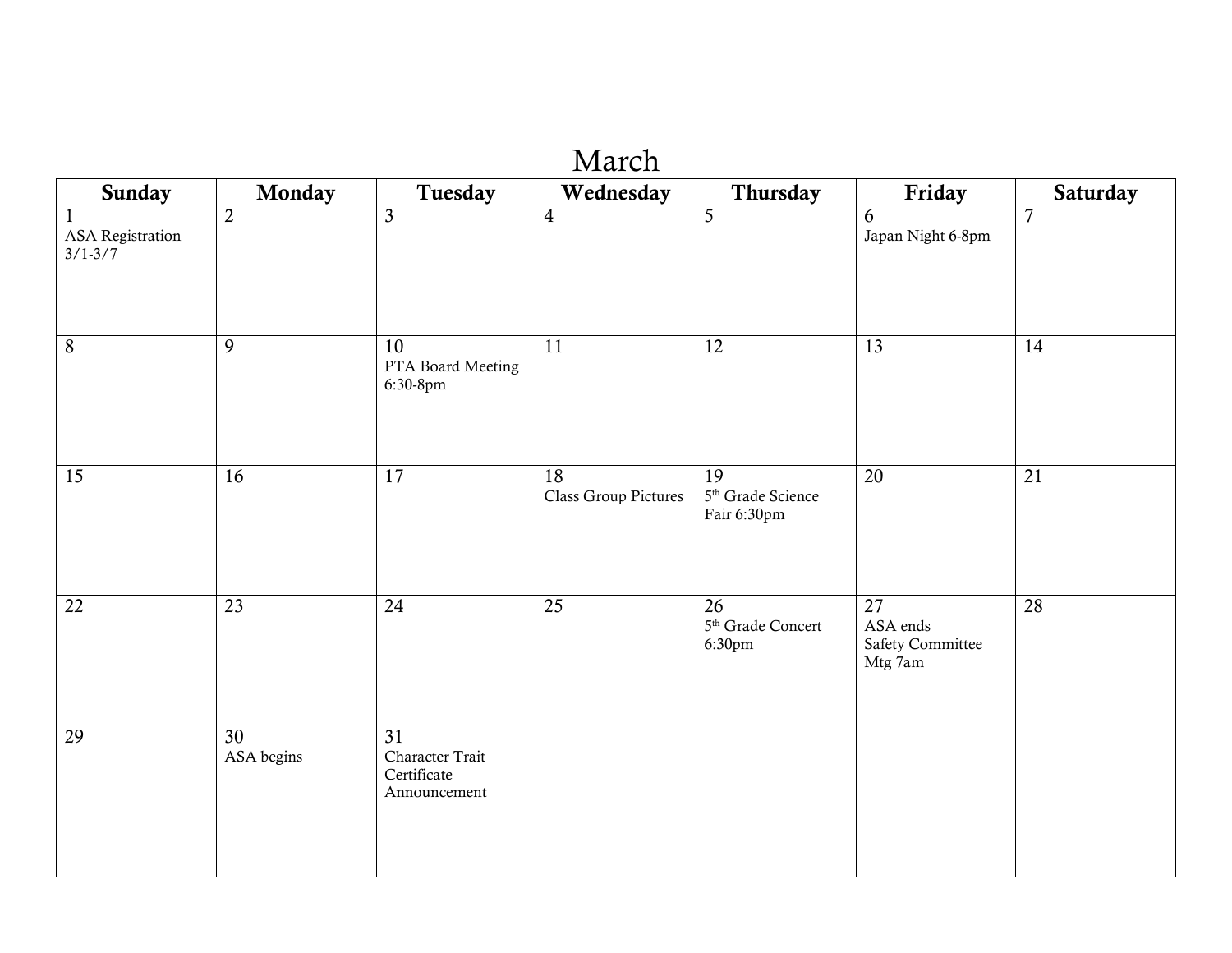# March

| Sunday | Monday | Tuesday | Wednesday | Thursday | Friday | Saturday |
|---|---|---|---|---|---|---|
| 1 ASA Registration 3/1-3/7 | 2 | 3 | 4 | 5 | 6 Japan Night 6-8pm | 7 |
| 8 | 9 | 10 PTA Board Meeting 6:30-8pm | 11 | 12 | 13 | 14 |
| 15 | 16 | 17 | 18 Class Group Pictures | 19 5th Grade Science Fair 6:30pm | 20 | 21 |
| 22 | 23 | 24 | 25 | 26 5th Grade Concert 6:30pm | 27 ASA ends Safety Committee Mtg 7am | 28 |
| 29 | 30 ASA begins | 31 Character Trait Certificate Announcement | | | | |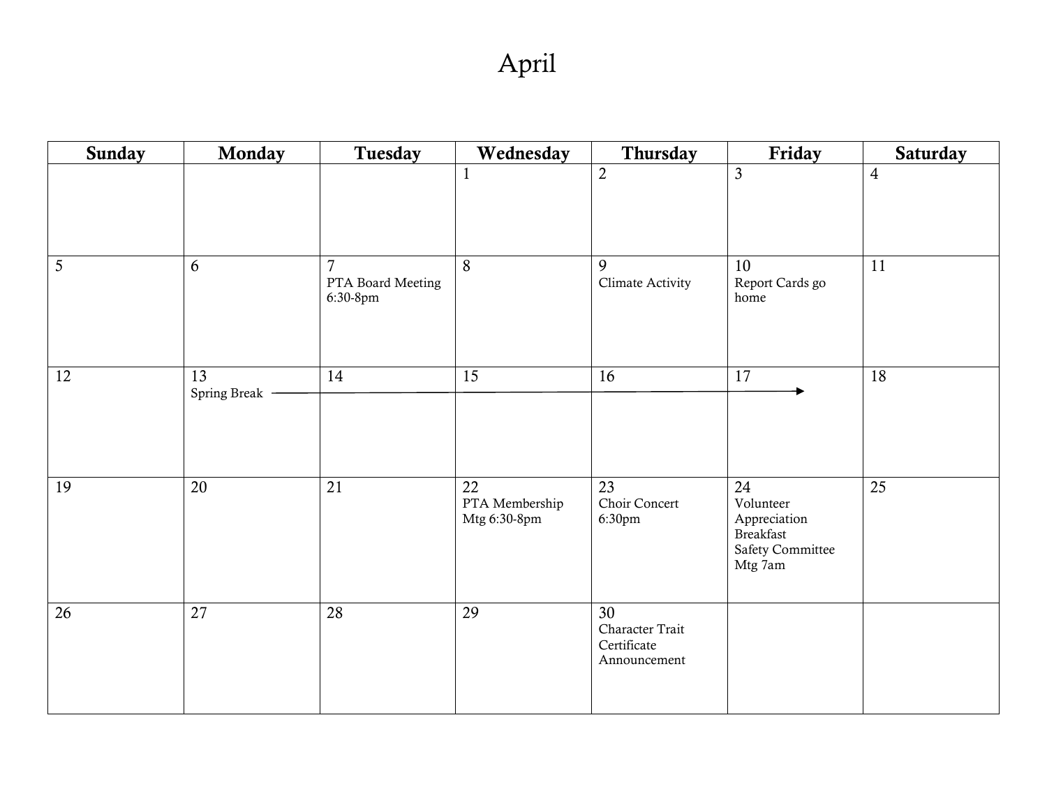# April

| Sunday | Monday | Tuesday | Wednesday | Thursday | Friday | Saturday |
|---|---|---|---|---|---|---|
| | | | 1 | 2 | 3 | 4 |
| 5 | 6 | 7 PTA Board Meeting 6:30-8pm | 8 | 9 Climate Activity | 10 Report Cards go home | 11 |
| 12 | 13 Spring Break → | 14 | 15 | 16 | 17 | 18 |
| 19 | 20 | 21 | 22 PTA Membership Mtg 6:30-8pm | 23 Choir Concert 6:30pm | 24 Volunteer Appreciation Breakfast Safety Committee Mtg 7am | 25 |
| 26 | 27 | 28 | 29 | 30 Character Trait Certificate Announcement | | |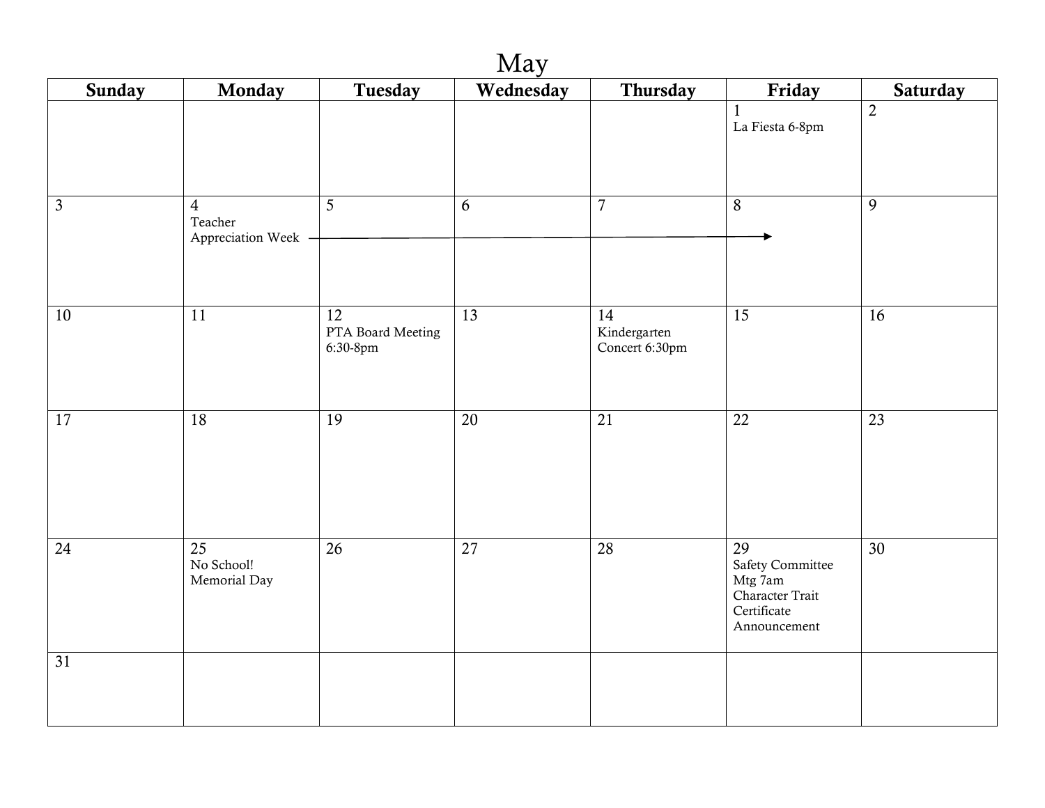# May

| Sunday | Monday | Tuesday | Wednesday | Thursday | Friday | Saturday |
|---|---|---|---|---|---|---|
| | | | | | 1<br>La Fiesta 6-8pm | 2 |
| 3 | 4<br>Teacher Appreciation Week → | 5 | 6 | 7 | 8 | 9 |
| 10 | 11 | 12<br>PTA Board Meeting 6:30-8pm | 13 | 14<br>Kindergarten Concert 6:30pm | 15 | 16 |
| 17 | 18 | 19 | 20 | 21 | 22 | 23 |
| 24 | 25<br>No School!<br>Memorial Day | 26 | 27 | 28 | 29<br>Safety Committee Mtg 7am<br>Character Trait Certificate Announcement | 30 |
| 31 | | | | | | |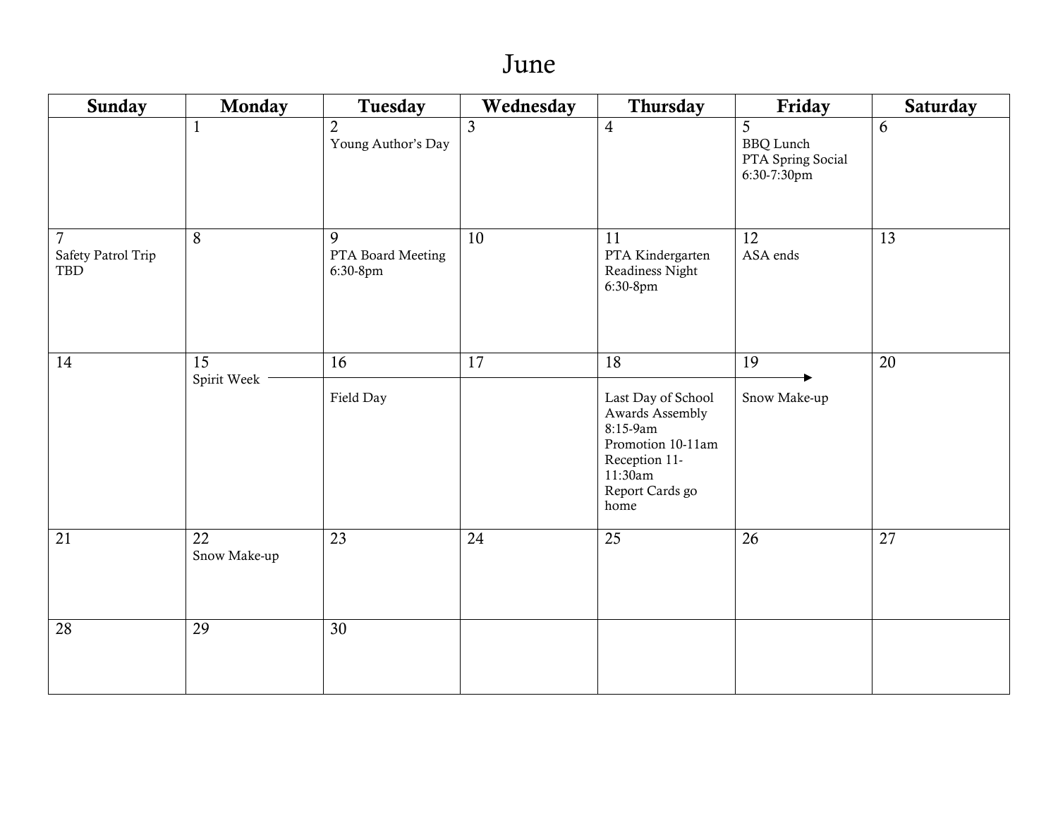# June

| Sunday | Monday | Tuesday | Wednesday | Thursday | Friday | Saturday |
| --- | --- | --- | --- | --- | --- | --- |
| | 1 | 2 Young Author's Day | 3 | 4 | 5 BBQ Lunch PTA Spring Social 6:30-7:30pm | 6 |
| 7 Safety Patrol Trip TBD | 8 | 9 PTA Board Meeting 6:30-8pm | 10 | 11 PTA Kindergarten Readiness Night 6:30-8pm | 12 ASA ends | 13 |
| 14 | 15 Spirit Week → | 16 Field Day | 17 | 18 Last Day of School Awards Assembly 8:15-9am Promotion 10-11am Reception 11-11:30am Report Cards go home | 19 Snow Make-up | 20 |
| 21 | 22 Snow Make-up | 23 | 24 | 25 | 26 | 27 |
| 28 | 29 | 30 | | | | |